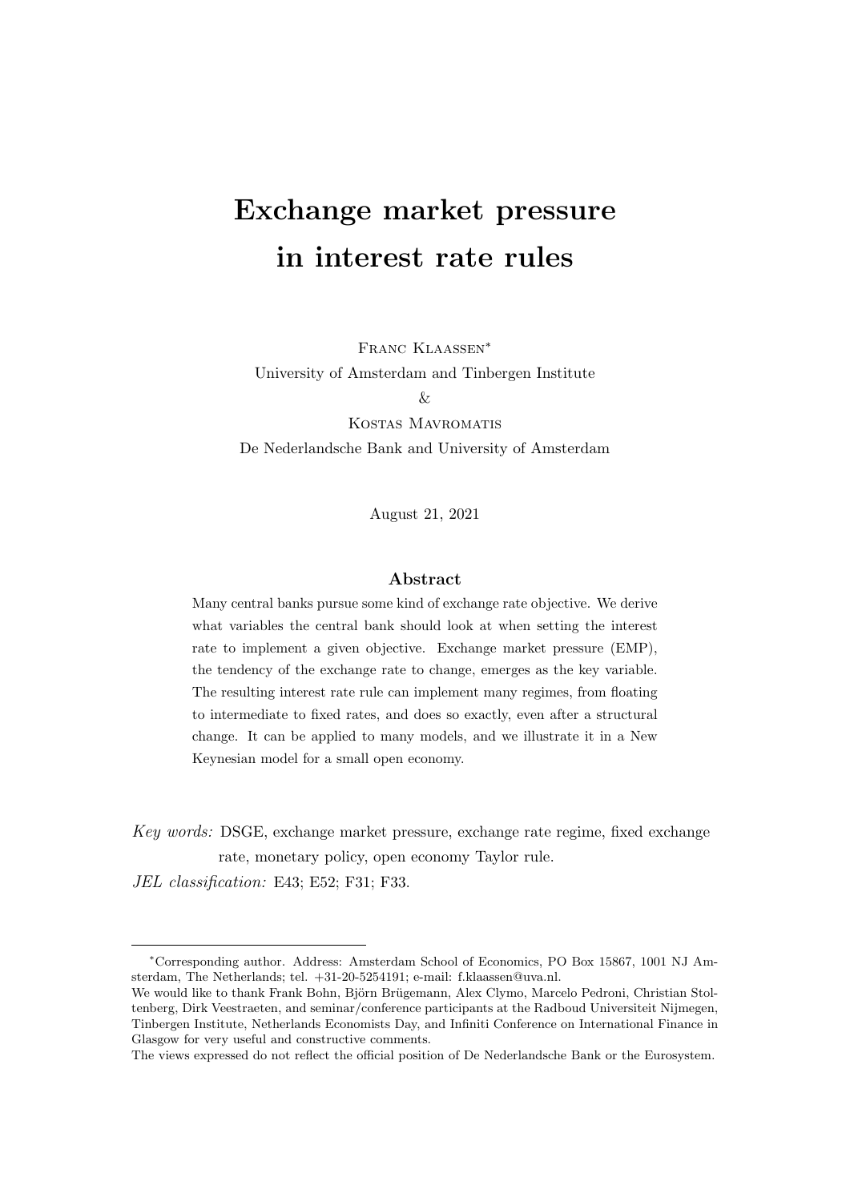# Exchange market pressure in interest rate rules

Franc Klaassen[*]

University of Amsterdam and Tinbergen Institute

&

Kostas Mavromatis

De Nederlandsche Bank and University of Amsterdam

August 21, 2021

## Abstract

Many central banks pursue some kind of exchange rate objective. We derive what variables the central bank should look at when setting the interest rate to implement a given objective. Exchange market pressure (EMP), the tendency of the exchange rate to change, emerges as the key variable. The resulting interest rate rule can implement many regimes, from floating to intermediate to fixed rates, and does so exactly, even after a structural change. It can be applied to many models, and we illustrate it in a New Keynesian model for a small open economy.

*Key words:* DSGE, exchange market pressure, exchange rate regime, fixed exchange rate, monetary policy, open economy Taylor rule.

*JEL classification:* E43; E52; F31; F33.

---

[*]Corresponding author. Address: Amsterdam School of Economics, PO Box 15867, 1001 NJ Amsterdam, The Netherlands; tel. +31-20-5254191; e-mail: f.klaassen@uva.nl.

We would like to thank Frank Bohn, Björn Brügemann, Alex Clymo, Marcelo Pedroni, Christian Stoltenberg, Dirk Veestraeten, and seminar/conference participants at the Radboud Universiteit Nijmegen, Tinbergen Institute, Netherlands Economists Day, and Infiniti Conference on International Finance in Glasgow for very useful and constructive comments.

The views expressed do not reflect the official position of De Nederlandsche Bank or the Eurosystem.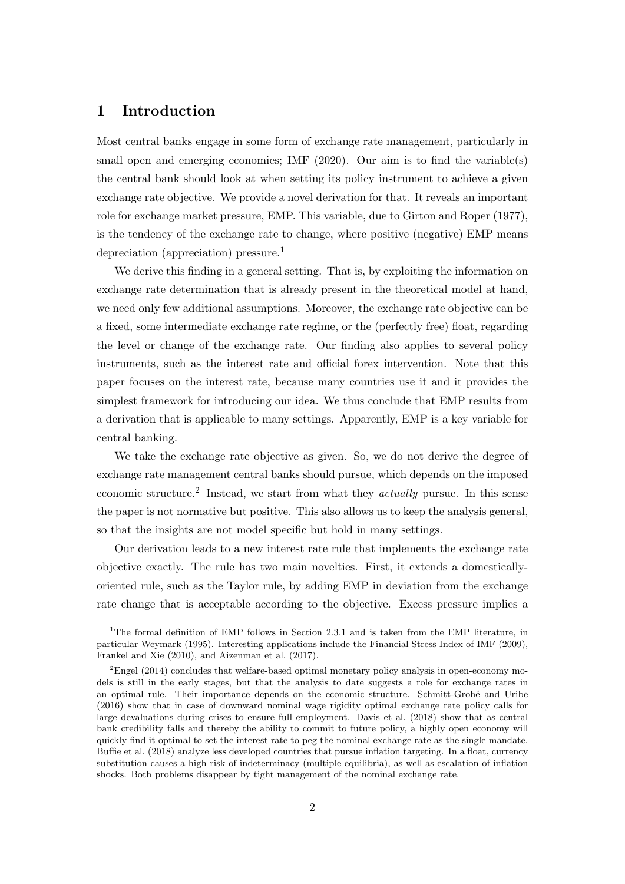# 1 Introduction

Most central banks engage in some form of exchange rate management, particularly in small open and emerging economies; IMF (2020). Our aim is to find the variable(s) the central bank should look at when setting its policy instrument to achieve a given exchange rate objective. We provide a novel derivation for that. It reveals an important role for exchange market pressure, EMP. This variable, due to Girton and Roper (1977), is the tendency of the exchange rate to change, where positive (negative) EMP means depreciation (appreciation) pressure.[1]

We derive this finding in a general setting. That is, by exploiting the information on exchange rate determination that is already present in the theoretical model at hand, we need only few additional assumptions. Moreover, the exchange rate objective can be a fixed, some intermediate exchange rate regime, or the (perfectly free) float, regarding the level or change of the exchange rate. Our finding also applies to several policy instruments, such as the interest rate and official forex intervention. Note that this paper focuses on the interest rate, because many countries use it and it provides the simplest framework for introducing our idea. We thus conclude that EMP results from a derivation that is applicable to many settings. Apparently, EMP is a key variable for central banking.

We take the exchange rate objective as given. So, we do not derive the degree of exchange rate management central banks should pursue, which depends on the imposed economic structure.[2] Instead, we start from what they *actually* pursue. In this sense the paper is not normative but positive. This also allows us to keep the analysis general, so that the insights are not model specific but hold in many settings.

Our derivation leads to a new interest rate rule that implements the exchange rate objective exactly. The rule has two main novelties. First, it extends a domestically-oriented rule, such as the Taylor rule, by adding EMP in deviation from the exchange rate change that is acceptable according to the objective. Excess pressure implies a

---

[1] The formal definition of EMP follows in Section 2.3.1 and is taken from the EMP literature, in particular Weymark (1995). Interesting applications include the Financial Stress Index of IMF (2009), Frankel and Xie (2010), and Aizenman et al. (2017).

[2] Engel (2014) concludes that welfare-based optimal monetary policy analysis in open-economy models is still in the early stages, but that the analysis to date suggests a role for exchange rates in an optimal rule. Their importance depends on the economic structure. Schmitt-Grohé and Uribe (2016) show that in case of downward nominal wage rigidity optimal exchange rate policy calls for large devaluations during crises to ensure full employment. Davis et al. (2018) show that as central bank credibility falls and thereby the ability to commit to future policy, a highly open economy will quickly find it optimal to set the interest rate to peg the nominal exchange rate as the single mandate. Buffie et al. (2018) analyze less developed countries that pursue inflation targeting. In a float, currency substitution causes a high risk of indeterminacy (multiple equilibria), as well as escalation of inflation shocks. Both problems disappear by tight management of the nominal exchange rate.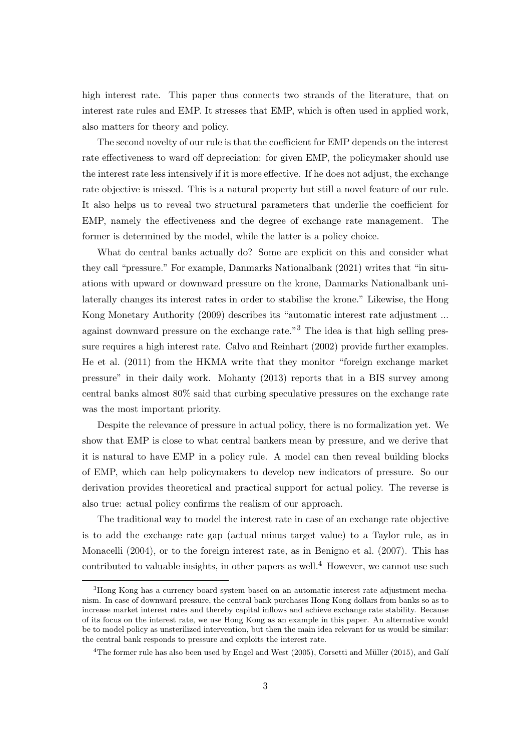high interest rate. This paper thus connects two strands of the literature, that on interest rate rules and EMP. It stresses that EMP, which is often used in applied work, also matters for theory and policy.

The second novelty of our rule is that the coefficient for EMP depends on the interest rate effectiveness to ward off depreciation: for given EMP, the policymaker should use the interest rate less intensively if it is more effective. If he does not adjust, the exchange rate objective is missed. This is a natural property but still a novel feature of our rule. It also helps us to reveal two structural parameters that underlie the coefficient for EMP, namely the effectiveness and the degree of exchange rate management. The former is determined by the model, while the latter is a policy choice.

What do central banks actually do? Some are explicit on this and consider what they call "pressure." For example, Danmarks Nationalbank (2021) writes that "in situations with upward or downward pressure on the krone, Danmarks Nationalbank unilaterally changes its interest rates in order to stabilise the krone." Likewise, the Hong Kong Monetary Authority (2009) describes its "automatic interest rate adjustment ... against downward pressure on the exchange rate."[3] The idea is that high selling pressure requires a high interest rate. Calvo and Reinhart (2002) provide further examples. He et al. (2011) from the HKMA write that they monitor "foreign exchange market pressure" in their daily work. Mohanty (2013) reports that in a BIS survey among central banks almost 80% said that curbing speculative pressures on the exchange rate was the most important priority.

Despite the relevance of pressure in actual policy, there is no formalization yet. We show that EMP is close to what central bankers mean by pressure, and we derive that it is natural to have EMP in a policy rule. A model can then reveal building blocks of EMP, which can help policymakers to develop new indicators of pressure. So our derivation provides theoretical and practical support for actual policy. The reverse is also true: actual policy confirms the realism of our approach.

The traditional way to model the interest rate in case of an exchange rate objective is to add the exchange rate gap (actual minus target value) to a Taylor rule, as in Monacelli (2004), or to the foreign interest rate, as in Benigno et al. (2007). This has contributed to valuable insights, in other papers as well.[4] However, we cannot use such

---

[3] Hong Kong has a currency board system based on an automatic interest rate adjustment mechanism. In case of downward pressure, the central bank purchases Hong Kong dollars from banks so as to increase market interest rates and thereby capital inflows and achieve exchange rate stability. Because of its focus on the interest rate, we use Hong Kong as an example in this paper. An alternative would be to model policy as unsterilized intervention, but then the main idea relevant for us would be similar: the central bank responds to pressure and exploits the interest rate.

[4] The former rule has also been used by Engel and West (2005), Corsetti and Müller (2015), and Galí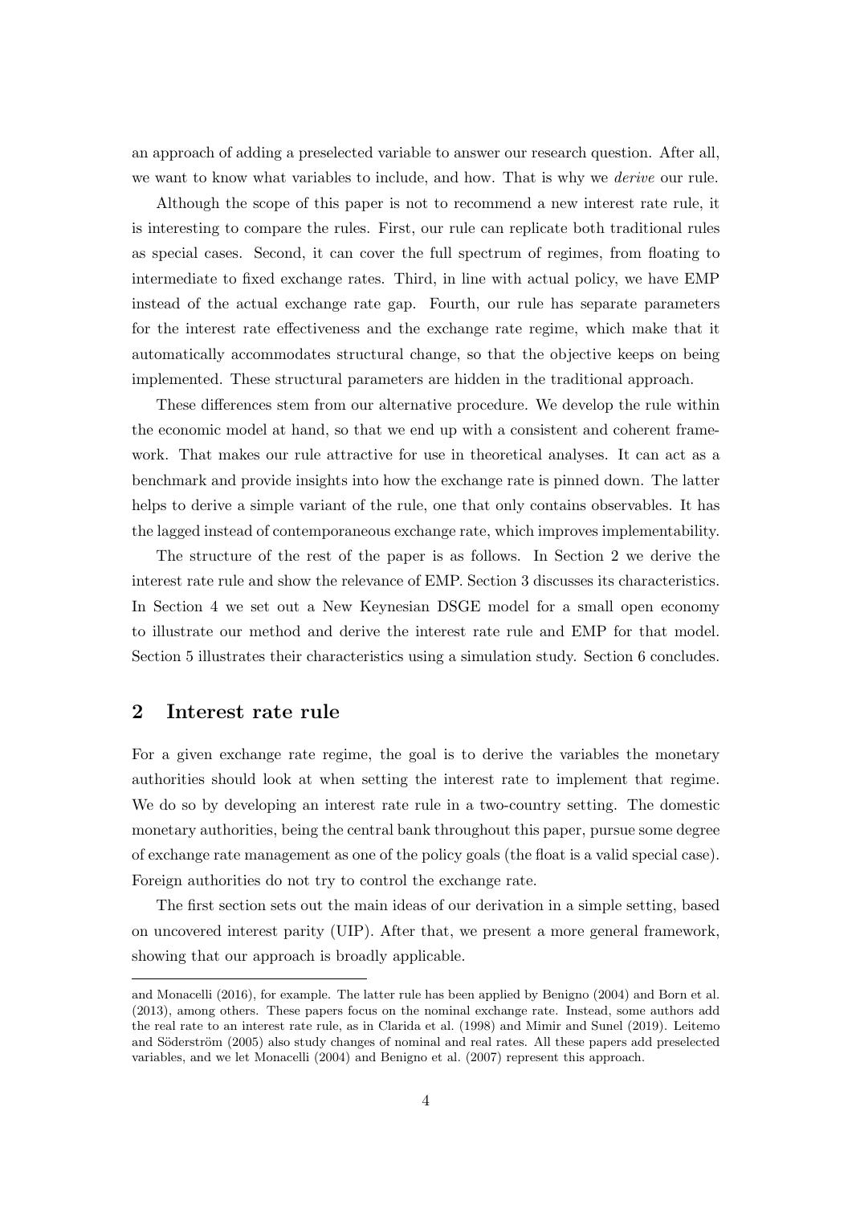an approach of adding a preselected variable to answer our research question. After all, we want to know what variables to include, and how. That is why we *derive* our rule.

Although the scope of this paper is not to recommend a new interest rate rule, it is interesting to compare the rules. First, our rule can replicate both traditional rules as special cases. Second, it can cover the full spectrum of regimes, from floating to intermediate to fixed exchange rates. Third, in line with actual policy, we have EMP instead of the actual exchange rate gap. Fourth, our rule has separate parameters for the interest rate effectiveness and the exchange rate regime, which make that it automatically accommodates structural change, so that the objective keeps on being implemented. These structural parameters are hidden in the traditional approach.

These differences stem from our alternative procedure. We develop the rule within the economic model at hand, so that we end up with a consistent and coherent framework. That makes our rule attractive for use in theoretical analyses. It can act as a benchmark and provide insights into how the exchange rate is pinned down. The latter helps to derive a simple variant of the rule, one that only contains observables. It has the lagged instead of contemporaneous exchange rate, which improves implementability.

The structure of the rest of the paper is as follows. In Section 2 we derive the interest rate rule and show the relevance of EMP. Section 3 discusses its characteristics. In Section 4 we set out a New Keynesian DSGE model for a small open economy to illustrate our method and derive the interest rate rule and EMP for that model. Section 5 illustrates their characteristics using a simulation study. Section 6 concludes.

## 2 Interest rate rule

For a given exchange rate regime, the goal is to derive the variables the monetary authorities should look at when setting the interest rate to implement that regime. We do so by developing an interest rate rule in a two-country setting. The domestic monetary authorities, being the central bank throughout this paper, pursue some degree of exchange rate management as one of the policy goals (the float is a valid special case). Foreign authorities do not try to control the exchange rate.

The first section sets out the main ideas of our derivation in a simple setting, based on uncovered interest parity (UIP). After that, we present a more general framework, showing that our approach is broadly applicable.

---

and Monacelli (2016), for example. The latter rule has been applied by Benigno (2004) and Born et al. (2013), among others. These papers focus on the nominal exchange rate. Instead, some authors add the real rate to an interest rate rule, as in Clarida et al. (1998) and Mimir and Sunel (2019). Leitemo and Söderström (2005) also study changes of nominal and real rates. All these papers add preselected variables, and we let Monacelli (2004) and Benigno et al. (2007) represent this approach.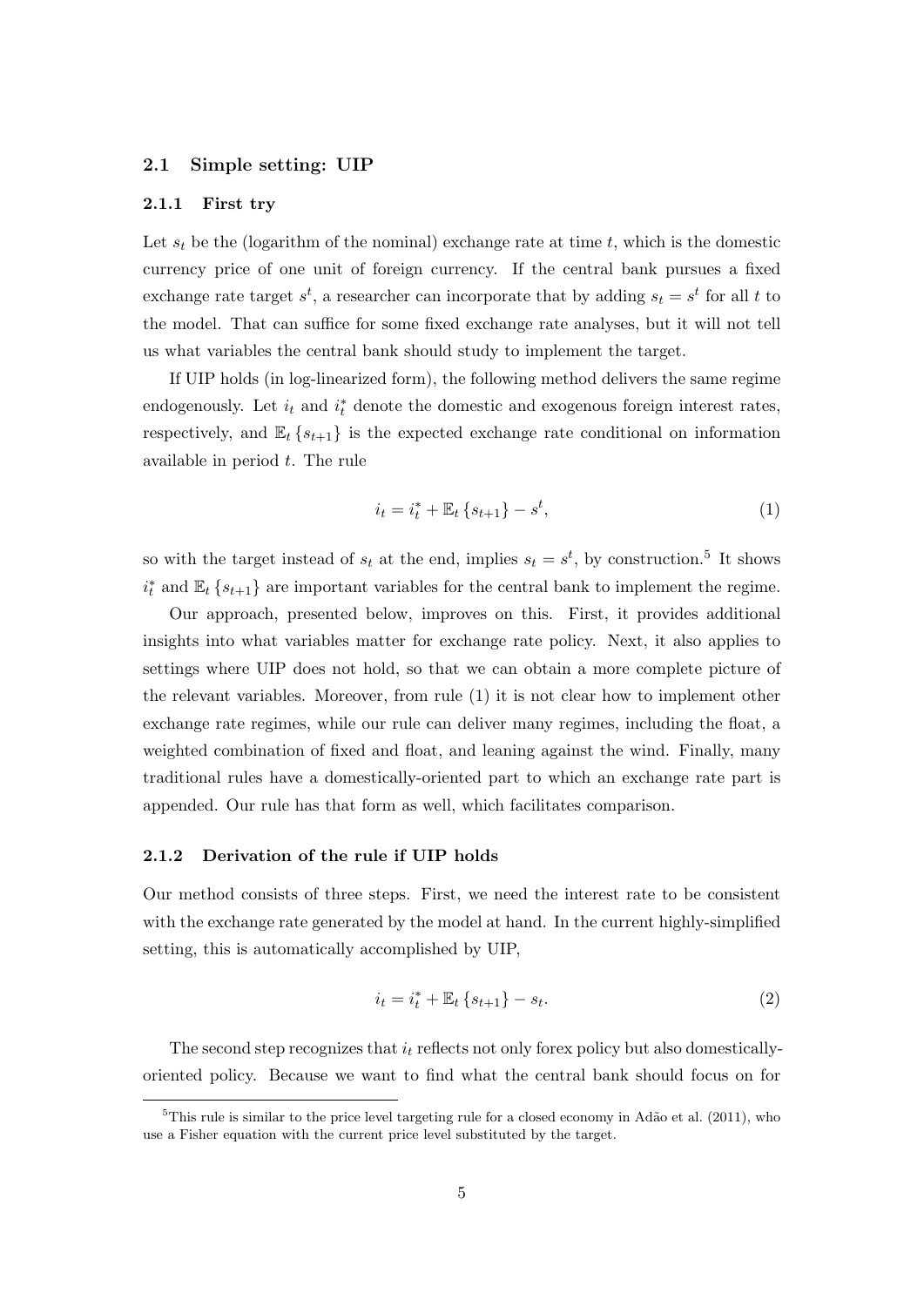## 2.1 Simple setting: UIP

### 2.1.1 First try

Let $s_t$ be the (logarithm of the nominal) exchange rate at time $t$, which is the domestic currency price of one unit of foreign currency. If the central bank pursues a fixed exchange rate target $s^t$, a researcher can incorporate that by adding $s_t = s^t$ for all $t$ to the model. That can suffice for some fixed exchange rate analyses, but it will not tell us what variables the central bank should study to implement the target.

If UIP holds (in log-linearized form), the following method delivers the same regime endogenously. Let $i_t$ and $i_t^*$ denote the domestic and exogenous foreign interest rates, respectively, and $\mathbb{E}_t \{s_{t+1}\}$ is the expected exchange rate conditional on information available in period $t$. The rule

$$i_t = i_t^* + \mathbb{E}_t \{s_{t+1}\} - s^t, \tag{1}$$

so with the target instead of $s_t$ at the end, implies $s_t = s^t$, by construction.[5] It shows $i_t^*$ and $\mathbb{E}_t \{s_{t+1}\}$ are important variables for the central bank to implement the regime.

Our approach, presented below, improves on this. First, it provides additional insights into what variables matter for exchange rate policy. Next, it also applies to settings where UIP does not hold, so that we can obtain a more complete picture of the relevant variables. Moreover, from rule (1) it is not clear how to implement other exchange rate regimes, while our rule can deliver many regimes, including the float, a weighted combination of fixed and float, and leaning against the wind. Finally, many traditional rules have a domestically-oriented part to which an exchange rate part is appended. Our rule has that form as well, which facilitates comparison.

### 2.1.2 Derivation of the rule if UIP holds

Our method consists of three steps. First, we need the interest rate to be consistent with the exchange rate generated by the model at hand. In the current highly-simplified setting, this is automatically accomplished by UIP,

$$i_t = i_t^* + \mathbb{E}_t \{s_{t+1}\} - s_t. \tag{2}$$

The second step recognizes that $i_t$ reflects not only forex policy but also domestically-oriented policy. Because we want to find what the central bank should focus on for

[5] This rule is similar to the price level targeting rule for a closed economy in Adão et al. (2011), who use a Fisher equation with the current price level substituted by the target.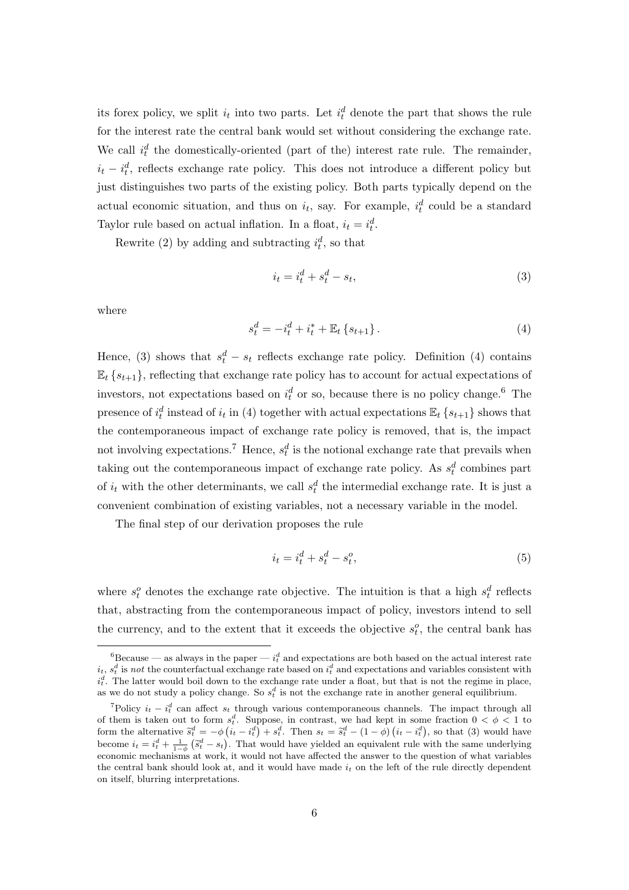its forex policy, we split $i_t$ into two parts. Let $i_t^d$ denote the part that shows the rule for the interest rate the central bank would set without considering the exchange rate. We call $i_t^d$ the domestically-oriented (part of the) interest rate rule. The remainder, $i_t - i_t^d$, reflects exchange rate policy. This does not introduce a different policy but just distinguishes two parts of the existing policy. Both parts typically depend on the actual economic situation, and thus on $i_t$, say. For example, $i_t^d$ could be a standard Taylor rule based on actual inflation. In a float, $i_t = i_t^d$.

Rewrite (2) by adding and subtracting $i_t^d$, so that

$$i_t = i_t^d + s_t^d - s_t, \tag{3}$$

where

$$s_t^d = -i_t^d + i_t^* + \mathbb{E}_t\{s_{t+1}\}. \tag{4}$$

Hence, (3) shows that $s_t^d - s_t$ reflects exchange rate policy. Definition (4) contains $\mathbb{E}_t\{s_{t+1}\}$, reflecting that exchange rate policy has to account for actual expectations of investors, not expectations based on $i_t^d$ or so, because there is no policy change.[6] The presence of $i_t^d$ instead of $i_t$ in (4) together with actual expectations $\mathbb{E}_t\{s_{t+1}\}$ shows that the contemporaneous impact of exchange rate policy is removed, that is, the impact not involving expectations.[7] Hence, $s_t^d$ is the notional exchange rate that prevails when taking out the contemporaneous impact of exchange rate policy. As $s_t^d$ combines part of $i_t$ with the other determinants, we call $s_t^d$ the intermedial exchange rate. It is just a convenient combination of existing variables, not a necessary variable in the model.

The final step of our derivation proposes the rule

$$i_t = i_t^d + s_t^d - s_t^o, \tag{5}$$

where $s_t^o$ denotes the exchange rate objective. The intuition is that a high $s_t^d$ reflects that, abstracting from the contemporaneous impact of policy, investors intend to sell the currency, and to the extent that it exceeds the objective $s_t^o$, the central bank has

---

[6] Because — as always in the paper — $i_t^d$ and expectations are both based on the actual interest rate $i_t$, $s_t^d$ is *not* the counterfactual exchange rate based on $i_t^d$ and expectations and variables consistent with $i_t^d$. The latter would boil down to the exchange rate under a float, but that is not the regime in place, as we do not study a policy change. So $s_t^d$ is not the exchange rate in another general equilibrium.

[7] Policy $i_t - i_t^d$ can affect $s_t$ through various contemporaneous channels. The impact through all of them is taken out to form $s_t^d$. Suppose, in contrast, we had kept in some fraction $0 < \phi < 1$ to form the alternative $\tilde{s}_t^d = -\phi\left(i_t - i_t^d\right) + s_t^d$. Then $s_t = \tilde{s}_t^d - (1-\phi)\left(i_t - i_t^d\right)$, so that (3) would have become $i_t = i_t^d + \frac{1}{1-\phi}\left(\tilde{s}_t^d - s_t\right)$. That would have yielded an equivalent rule with the same underlying economic mechanisms at work, it would not have affected the answer to the question of what variables the central bank should look at, and it would have made $i_t$ on the left of the rule directly dependent on itself, blurring interpretations.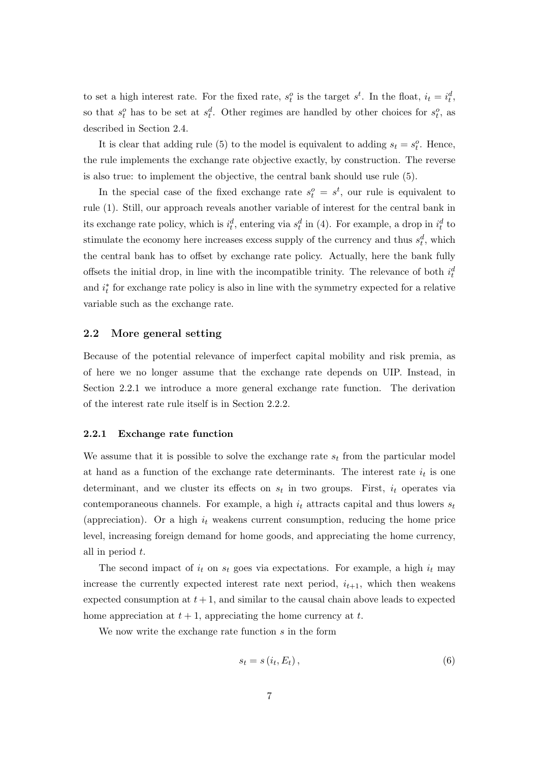to set a high interest rate. For the fixed rate, $s_t^o$ is the target $s^t$. In the float, $i_t = i_t^d$, so that $s_t^o$ has to be set at $s_t^d$. Other regimes are handled by other choices for $s_t^o$, as described in Section 2.4.

It is clear that adding rule (5) to the model is equivalent to adding $s_t = s_t^o$. Hence, the rule implements the exchange rate objective exactly, by construction. The reverse is also true: to implement the objective, the central bank should use rule (5).

In the special case of the fixed exchange rate $s_t^o = s^t$, our rule is equivalent to rule (1). Still, our approach reveals another variable of interest for the central bank in its exchange rate policy, which is $i_t^d$, entering via $s_t^d$ in (4). For example, a drop in $i_t^d$ to stimulate the economy here increases excess supply of the currency and thus $s_t^d$, which the central bank has to offset by exchange rate policy. Actually, here the bank fully offsets the initial drop, in line with the incompatible trinity. The relevance of both $i_t^d$ and $i_t^*$ for exchange rate policy is also in line with the symmetry expected for a relative variable such as the exchange rate.

## 2.2 More general setting

Because of the potential relevance of imperfect capital mobility and risk premia, as of here we no longer assume that the exchange rate depends on UIP. Instead, in Section 2.2.1 we introduce a more general exchange rate function. The derivation of the interest rate rule itself is in Section 2.2.2.

### 2.2.1 Exchange rate function

We assume that it is possible to solve the exchange rate $s_t$ from the particular model at hand as a function of the exchange rate determinants. The interest rate $i_t$ is one determinant, and we cluster its effects on $s_t$ in two groups. First, $i_t$ operates via contemporaneous channels. For example, a high $i_t$ attracts capital and thus lowers $s_t$ (appreciation). Or a high $i_t$ weakens current consumption, reducing the home price level, increasing foreign demand for home goods, and appreciating the home currency, all in period $t$.

The second impact of $i_t$ on $s_t$ goes via expectations. For example, a high $i_t$ may increase the currently expected interest rate next period, $i_{t+1}$, which then weakens expected consumption at $t+1$, and similar to the causal chain above leads to expected home appreciation at $t+1$, appreciating the home currency at $t$.

We now write the exchange rate function $s$ in the form

$$s_t = s\left(i_t, E_t\right), \tag{6}$$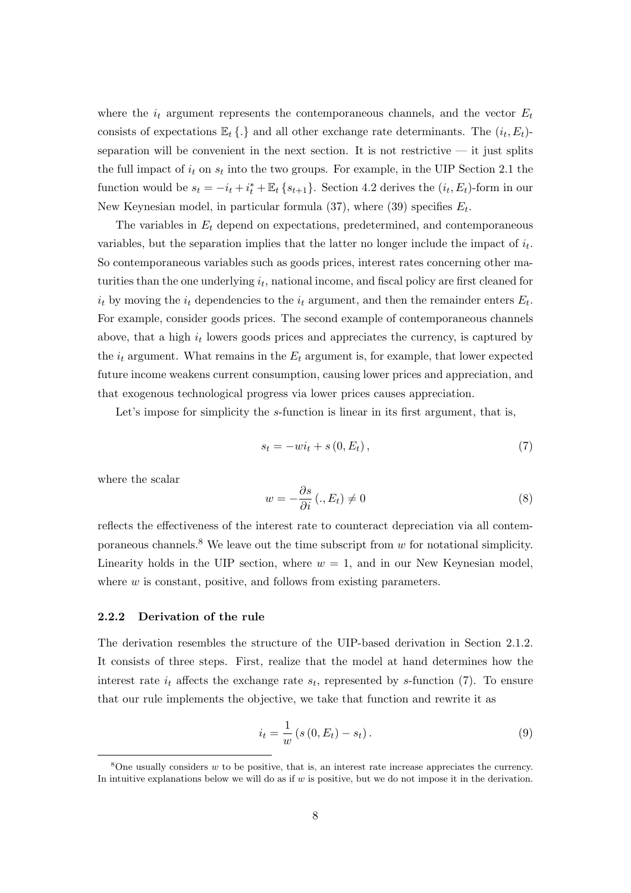where the $i_t$ argument represents the contemporaneous channels, and the vector $E_t$ consists of expectations $\mathbb{E}_t\{.\}$ and all other exchange rate determinants. The $(i_t, E_t)$-separation will be convenient in the next section. It is not restrictive — it just splits the full impact of $i_t$ on $s_t$ into the two groups. For example, in the UIP Section 2.1 the function would be $s_t = -i_t + i_t^* + \mathbb{E}_t\{s_{t+1}\}$. Section 4.2 derives the $(i_t, E_t)$-form in our New Keynesian model, in particular formula (37), where (39) specifies $E_t$.

The variables in $E_t$ depend on expectations, predetermined, and contemporaneous variables, but the separation implies that the latter no longer include the impact of $i_t$. So contemporaneous variables such as goods prices, interest rates concerning other maturities than the one underlying $i_t$, national income, and fiscal policy are first cleaned for $i_t$ by moving the $i_t$ dependencies to the $i_t$ argument, and then the remainder enters $E_t$. For example, consider goods prices. The second example of contemporaneous channels above, that a high $i_t$ lowers goods prices and appreciates the currency, is captured by the $i_t$ argument. What remains in the $E_t$ argument is, for example, that lower expected future income weakens current consumption, causing lower prices and appreciation, and that exogenous technological progress via lower prices causes appreciation.

Let's impose for simplicity the $s$-function is linear in its first argument, that is,

$$s_t = -wi_t + s(0, E_t), \tag{7}$$

where the scalar

$$w = -\frac{\partial s}{\partial i}(., E_t) \neq 0 \tag{8}$$

reflects the effectiveness of the interest rate to counteract depreciation via all contemporaneous channels.[8] We leave out the time subscript from $w$ for notational simplicity. Linearity holds in the UIP section, where $w = 1$, and in our New Keynesian model, where $w$ is constant, positive, and follows from existing parameters.

### 2.2.2 Derivation of the rule

The derivation resembles the structure of the UIP-based derivation in Section 2.1.2. It consists of three steps. First, realize that the model at hand determines how the interest rate $i_t$ affects the exchange rate $s_t$, represented by $s$-function (7). To ensure that our rule implements the objective, we take that function and rewrite it as

$$i_t = \frac{1}{w}(s(0, E_t) - s_t). \tag{9}$$

[8] One usually considers $w$ to be positive, that is, an interest rate increase appreciates the currency. In intuitive explanations below we will do as if $w$ is positive, but we do not impose it in the derivation.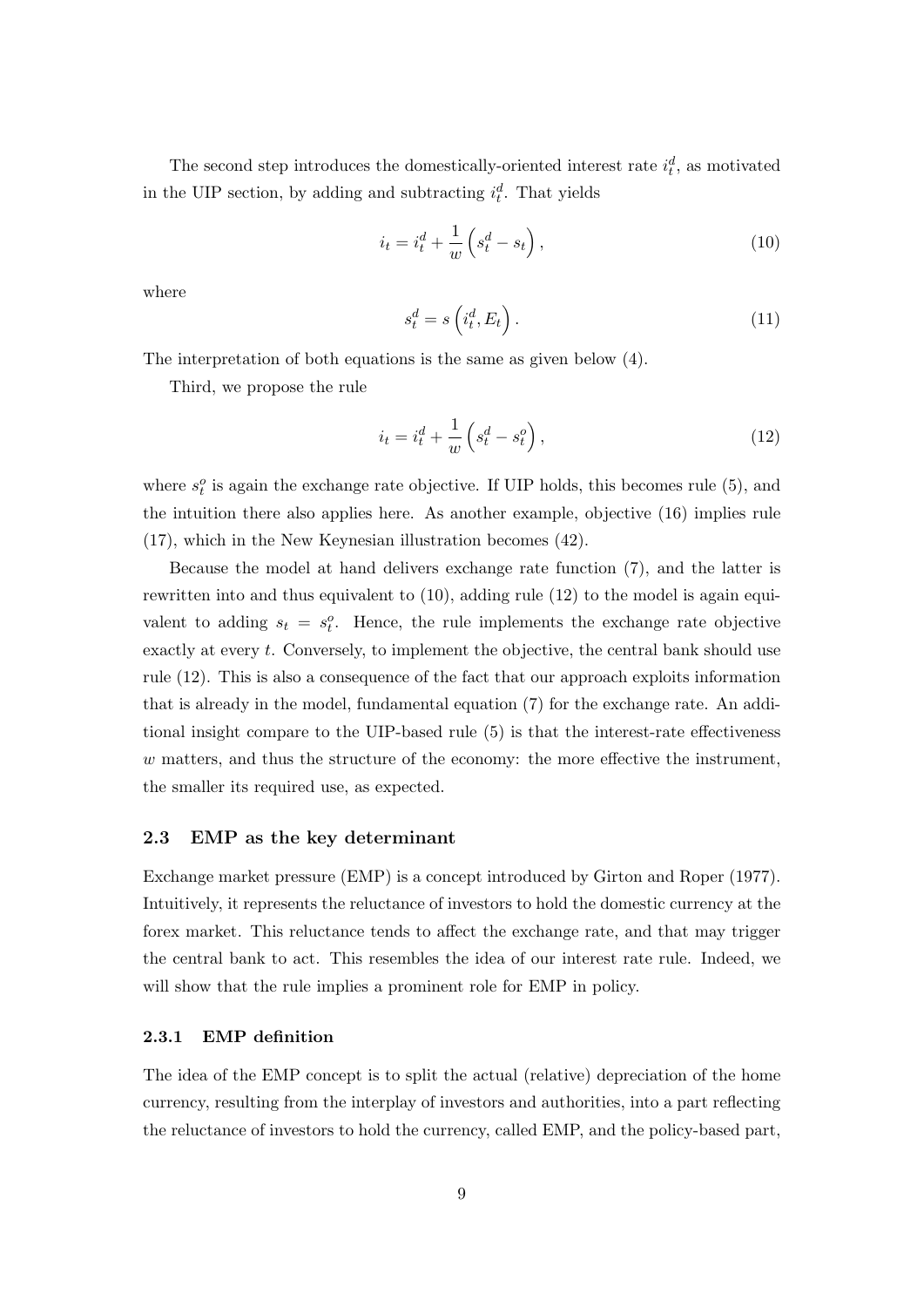The second step introduces the domestically-oriented interest rate $i_t^d$, as motivated in the UIP section, by adding and subtracting $i_t^d$. That yields

$$i_t = i_t^d + \frac{1}{w}\left(s_t^d - s_t\right), \tag{10}$$

where

$$s_t^d = s\left(i_t^d, E_t\right). \tag{11}$$

The interpretation of both equations is the same as given below (4).

Third, we propose the rule

$$i_t = i_t^d + \frac{1}{w}\left(s_t^d - s_t^o\right), \tag{12}$$

where $s_t^o$ is again the exchange rate objective. If UIP holds, this becomes rule (5), and the intuition there also applies here. As another example, objective (16) implies rule (17), which in the New Keynesian illustration becomes (42).

Because the model at hand delivers exchange rate function (7), and the latter is rewritten into and thus equivalent to (10), adding rule (12) to the model is again equivalent to adding $s_t = s_t^o$. Hence, the rule implements the exchange rate objective exactly at every $t$. Conversely, to implement the objective, the central bank should use rule (12). This is also a consequence of the fact that our approach exploits information that is already in the model, fundamental equation (7) for the exchange rate. An additional insight compare to the UIP-based rule (5) is that the interest-rate effectiveness $w$ matters, and thus the structure of the economy: the more effective the instrument, the smaller its required use, as expected.

### 2.3 EMP as the key determinant

Exchange market pressure (EMP) is a concept introduced by Girton and Roper (1977). Intuitively, it represents the reluctance of investors to hold the domestic currency at the forex market. This reluctance tends to affect the exchange rate, and that may trigger the central bank to act. This resembles the idea of our interest rate rule. Indeed, we will show that the rule implies a prominent role for EMP in policy.

#### 2.3.1 EMP definition

The idea of the EMP concept is to split the actual (relative) depreciation of the home currency, resulting from the interplay of investors and authorities, into a part reflecting the reluctance of investors to hold the currency, called EMP, and the policy-based part,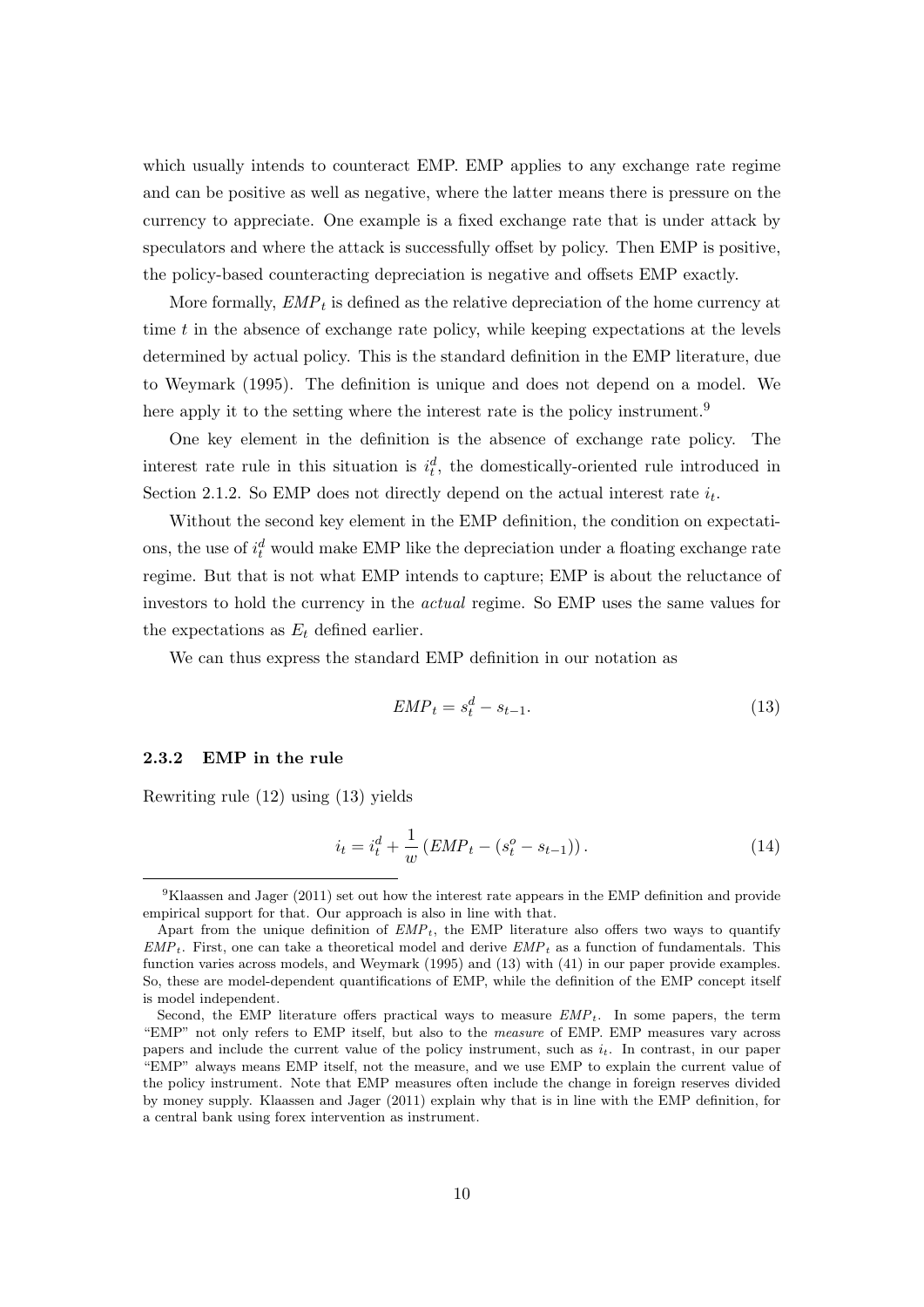which usually intends to counteract EMP. EMP applies to any exchange rate regime and can be positive as well as negative, where the latter means there is pressure on the currency to appreciate. One example is a fixed exchange rate that is under attack by speculators and where the attack is successfully offset by policy. Then EMP is positive, the policy-based counteracting depreciation is negative and offsets EMP exactly.

More formally, $EMP_t$ is defined as the relative depreciation of the home currency at time $t$ in the absence of exchange rate policy, while keeping expectations at the levels determined by actual policy. This is the standard definition in the EMP literature, due to Weymark (1995). The definition is unique and does not depend on a model. We here apply it to the setting where the interest rate is the policy instrument.[9]

One key element in the definition is the absence of exchange rate policy. The interest rate rule in this situation is $i_t^d$, the domestically-oriented rule introduced in Section 2.1.2. So EMP does not directly depend on the actual interest rate $i_t$.

Without the second key element in the EMP definition, the condition on expectations, the use of $i_t^d$ would make EMP like the depreciation under a floating exchange rate regime. But that is not what EMP intends to capture; EMP is about the reluctance of investors to hold the currency in the *actual* regime. So EMP uses the same values for the expectations as $E_t$ defined earlier.

We can thus express the standard EMP definition in our notation as

$$EMP_t = s_t^d - s_{t-1}. \tag{13}$$

### 2.3.2 EMP in the rule

Rewriting rule (12) using (13) yields

$$i_t = i_t^d + \frac{1}{w}\left(EMP_t - (s_t^o - s_{t-1})\right). \tag{14}$$

---

[9] Klaassen and Jager (2011) set out how the interest rate appears in the EMP definition and provide empirical support for that. Our approach is also in line with that.

Apart from the unique definition of $EMP_t$, the EMP literature also offers two ways to quantify $EMP_t$. First, one can take a theoretical model and derive $EMP_t$ as a function of fundamentals. This function varies across models, and Weymark (1995) and (13) with (41) in our paper provide examples. So, these are model-dependent quantifications of EMP, while the definition of the EMP concept itself is model independent.

Second, the EMP literature offers practical ways to measure $EMP_t$. In some papers, the term "EMP" not only refers to EMP itself, but also to the *measure* of EMP. EMP measures vary across papers and include the current value of the policy instrument, such as $i_t$. In contrast, in our paper "EMP" always means EMP itself, not the measure, and we use EMP to explain the current value of the policy instrument. Note that EMP measures often include the change in foreign reserves divided by money supply. Klaassen and Jager (2011) explain why that is in line with the EMP definition, for a central bank using forex intervention as instrument.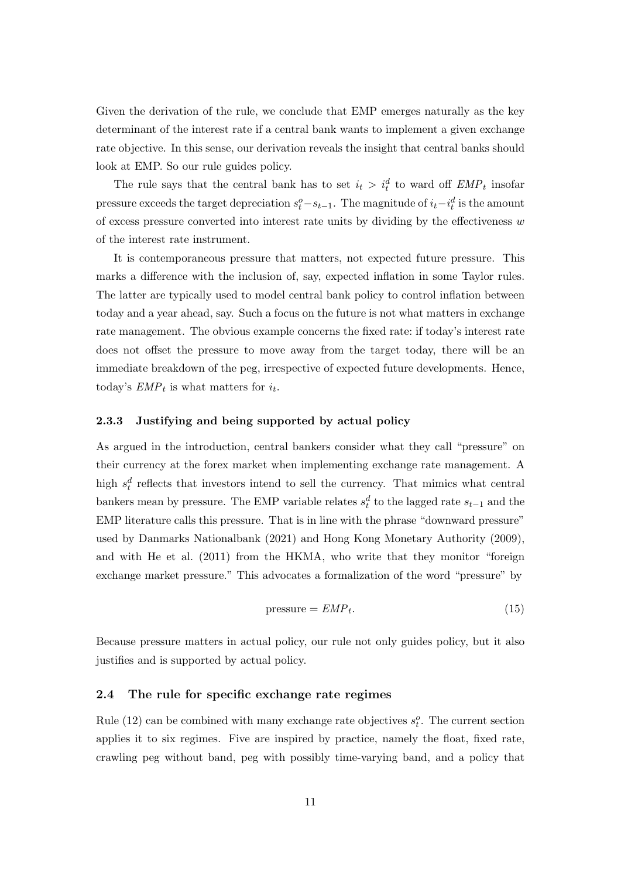Given the derivation of the rule, we conclude that EMP emerges naturally as the key determinant of the interest rate if a central bank wants to implement a given exchange rate objective. In this sense, our derivation reveals the insight that central banks should look at EMP. So our rule guides policy.

The rule says that the central bank has to set $i_t > i_t^d$ to ward off $EMP_t$ insofar pressure exceeds the target depreciation $s_t^o - s_{t-1}$. The magnitude of $i_t - i_t^d$ is the amount of excess pressure converted into interest rate units by dividing by the effectiveness $w$ of the interest rate instrument.

It is contemporaneous pressure that matters, not expected future pressure. This marks a difference with the inclusion of, say, expected inflation in some Taylor rules. The latter are typically used to model central bank policy to control inflation between today and a year ahead, say. Such a focus on the future is not what matters in exchange rate management. The obvious example concerns the fixed rate: if today's interest rate does not offset the pressure to move away from the target today, there will be an immediate breakdown of the peg, irrespective of expected future developments. Hence, today's $EMP_t$ is what matters for $i_t$.

### 2.3.3 Justifying and being supported by actual policy

As argued in the introduction, central bankers consider what they call "pressure" on their currency at the forex market when implementing exchange rate management. A high $s_t^d$ reflects that investors intend to sell the currency. That mimics what central bankers mean by pressure. The EMP variable relates $s_t^d$ to the lagged rate $s_{t-1}$ and the EMP literature calls this pressure. That is in line with the phrase "downward pressure" used by Danmarks Nationalbank (2021) and Hong Kong Monetary Authority (2009), and with He et al. (2011) from the HKMA, who write that they monitor "foreign exchange market pressure." This advocates a formalization of the word "pressure" by

$$\text{pressure} = EMP_t. \tag{15}$$

Because pressure matters in actual policy, our rule not only guides policy, but it also justifies and is supported by actual policy.

## 2.4 The rule for specific exchange rate regimes

Rule (12) can be combined with many exchange rate objectives $s_t^o$. The current section applies it to six regimes. Five are inspired by practice, namely the float, fixed rate, crawling peg without band, peg with possibly time-varying band, and a policy that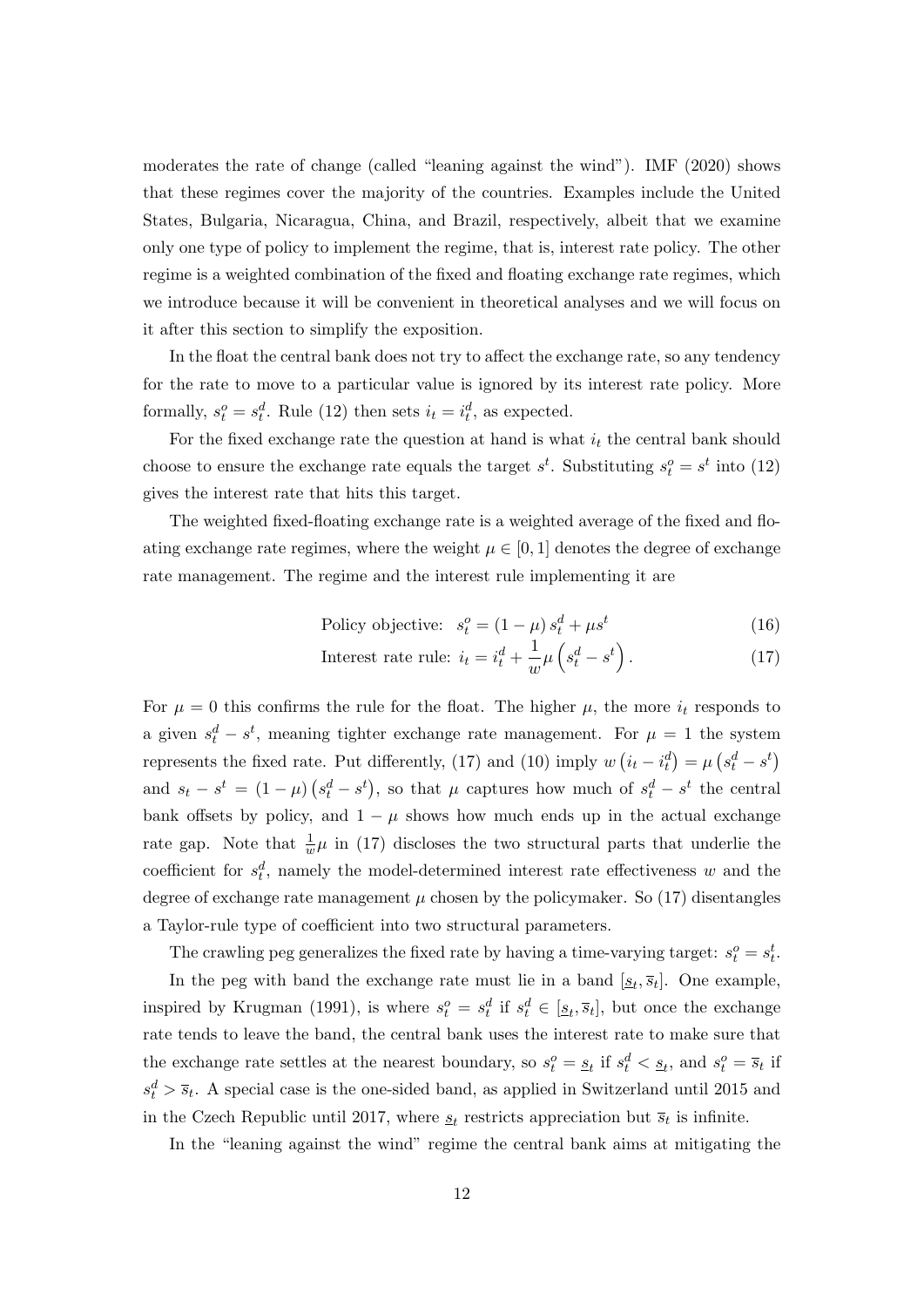moderates the rate of change (called "leaning against the wind"). IMF (2020) shows that these regimes cover the majority of the countries. Examples include the United States, Bulgaria, Nicaragua, China, and Brazil, respectively, albeit that we examine only one type of policy to implement the regime, that is, interest rate policy. The other regime is a weighted combination of the fixed and floating exchange rate regimes, which we introduce because it will be convenient in theoretical analyses and we will focus on it after this section to simplify the exposition.

In the float the central bank does not try to affect the exchange rate, so any tendency for the rate to move to a particular value is ignored by its interest rate policy. More formally, $s_t^o = s_t^d$. Rule (12) then sets $i_t = i_t^d$, as expected.

For the fixed exchange rate the question at hand is what $i_t$ the central bank should choose to ensure the exchange rate equals the target $s^t$. Substituting $s_t^o = s^t$ into (12) gives the interest rate that hits this target.

The weighted fixed-floating exchange rate is a weighted average of the fixed and floating exchange rate regimes, where the weight $\mu \in [0, 1]$ denotes the degree of exchange rate management. The regime and the interest rule implementing it are

$$\text{Policy objective: } s_t^o = (1 - \mu)\, s_t^d + \mu s^t \tag{16}$$

$$\text{Interest rate rule: } i_t = i_t^d + \frac{1}{w}\mu \left( s_t^d - s^t \right). \tag{17}$$

For $\mu = 0$ this confirms the rule for the float. The higher $\mu$, the more $i_t$ responds to a given $s_t^d - s^t$, meaning tighter exchange rate management. For $\mu = 1$ the system represents the fixed rate. Put differently, (17) and (10) imply $w\left(i_t - i_t^d\right) = \mu\left(s_t^d - s^t\right)$ and $s_t - s^t = (1 - \mu)\left(s_t^d - s^t\right)$, so that $\mu$ captures how much of $s_t^d - s^t$ the central bank offsets by policy, and $1 - \mu$ shows how much ends up in the actual exchange rate gap. Note that $\frac{1}{w}\mu$ in (17) discloses the two structural parts that underlie the coefficient for $s_t^d$, namely the model-determined interest rate effectiveness $w$ and the degree of exchange rate management $\mu$ chosen by the policymaker. So (17) disentangles a Taylor-rule type of coefficient into two structural parameters.

The crawling peg generalizes the fixed rate by having a time-varying target: $s_t^o = s_t^t$.

In the peg with band the exchange rate must lie in a band $[\underline{s}_t, \overline{s}_t]$. One example, inspired by Krugman (1991), is where $s_t^o = s_t^d$ if $s_t^d \in [\underline{s}_t, \overline{s}_t]$, but once the exchange rate tends to leave the band, the central bank uses the interest rate to make sure that the exchange rate settles at the nearest boundary, so $s_t^o = \underline{s}_t$ if $s_t^d < \underline{s}_t$, and $s_t^o = \overline{s}_t$ if $s_t^d > \overline{s}_t$. A special case is the one-sided band, as applied in Switzerland until 2015 and in the Czech Republic until 2017, where $\underline{s}_t$ restricts appreciation but $\overline{s}_t$ is infinite.

In the "leaning against the wind" regime the central bank aims at mitigating the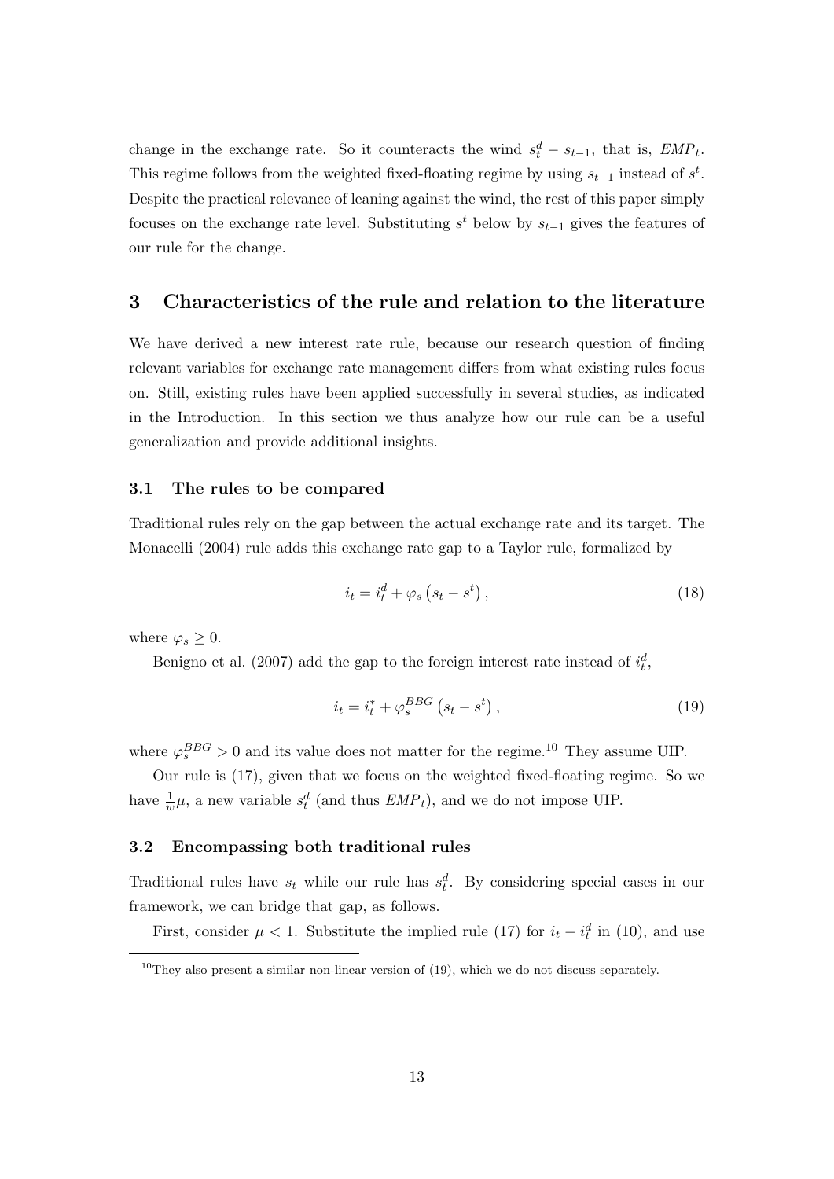change in the exchange rate. So it counteracts the wind $s_t^d - s_{t-1}$, that is, $EMP_t$. This regime follows from the weighted fixed-floating regime by using $s_{t-1}$ instead of $s^t$. Despite the practical relevance of leaning against the wind, the rest of this paper simply focuses on the exchange rate level. Substituting $s^t$ below by $s_{t-1}$ gives the features of our rule for the change.

# 3 Characteristics of the rule and relation to the literature

We have derived a new interest rate rule, because our research question of finding relevant variables for exchange rate management differs from what existing rules focus on. Still, existing rules have been applied successfully in several studies, as indicated in the Introduction. In this section we thus analyze how our rule can be a useful generalization and provide additional insights.

## 3.1 The rules to be compared

Traditional rules rely on the gap between the actual exchange rate and its target. The Monacelli (2004) rule adds this exchange rate gap to a Taylor rule, formalized by

$$i_t = i_t^d + \varphi_s \left( s_t - s^t \right), \tag{18}$$

where $\varphi_s \geq 0$.

Benigno et al. (2007) add the gap to the foreign interest rate instead of $i_t^d$,

$$i_t = i_t^* + \varphi_s^{BBG} \left( s_t - s^t \right), \tag{19}$$

where $\varphi_s^{BBG} > 0$ and its value does not matter for the regime.[10] They assume UIP.

Our rule is (17), given that we focus on the weighted fixed-floating regime. So we have $\frac{1}{w}\mu$, a new variable $s_t^d$ (and thus $EMP_t$), and we do not impose UIP.

## 3.2 Encompassing both traditional rules

Traditional rules have $s_t$ while our rule has $s_t^d$. By considering special cases in our framework, we can bridge that gap, as follows.

First, consider $\mu < 1$. Substitute the implied rule (17) for $i_t - i_t^d$ in (10), and use

[10] They also present a similar non-linear version of (19), which we do not discuss separately.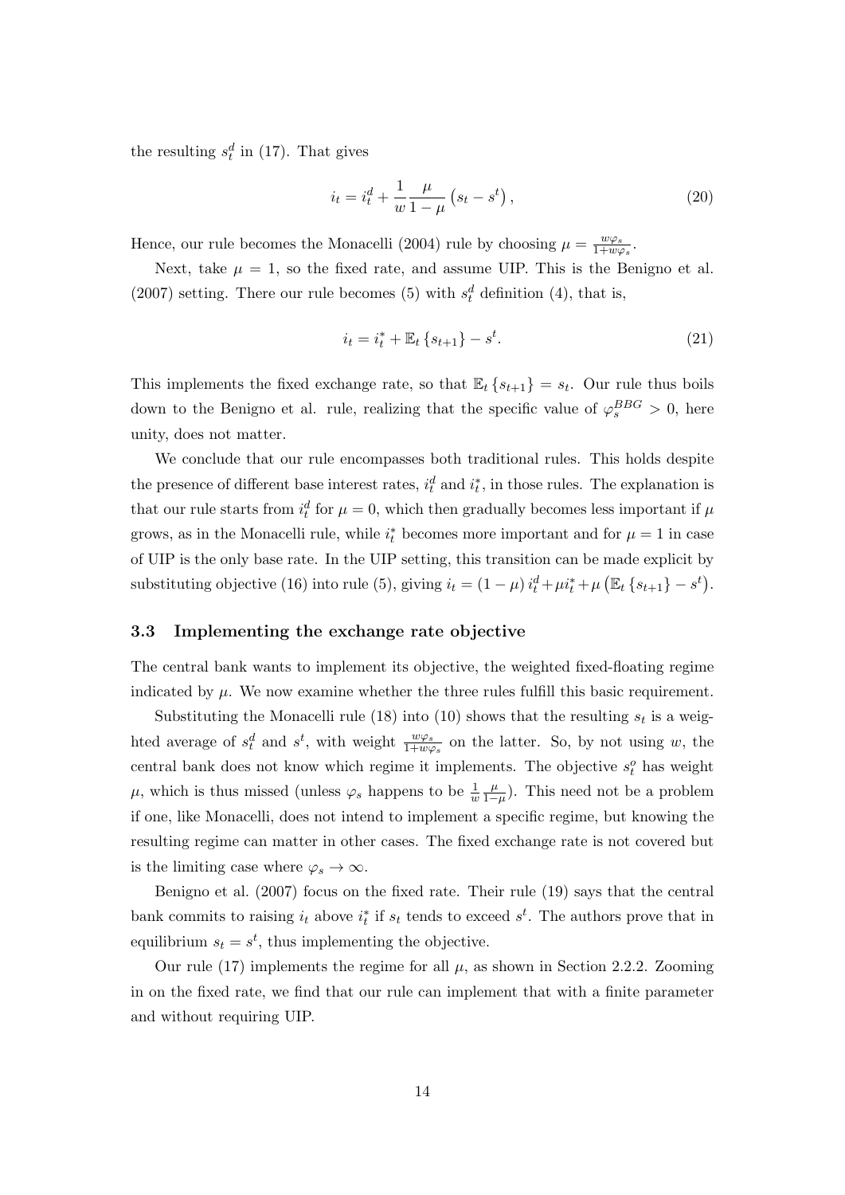the resulting $s_t^d$ in (17). That gives

$$i_t = i_t^d + \frac{1}{w}\frac{\mu}{1-\mu}\left(s_t - s^t\right), \tag{20}$$

Hence, our rule becomes the Monacelli (2004) rule by choosing $\mu = \frac{w\varphi_s}{1+w\varphi_s}$.

Next, take $\mu = 1$, so the fixed rate, and assume UIP. This is the Benigno et al. (2007) setting. There our rule becomes (5) with $s_t^d$ definition (4), that is,

$$i_t = i_t^* + \mathbb{E}_t\left\{s_{t+1}\right\} - s^t. \tag{21}$$

This implements the fixed exchange rate, so that $\mathbb{E}_t\left\{s_{t+1}\right\} = s_t$. Our rule thus boils down to the Benigno et al. rule, realizing that the specific value of $\varphi_s^{BBG} > 0$, here unity, does not matter.

We conclude that our rule encompasses both traditional rules. This holds despite the presence of different base interest rates, $i_t^d$ and $i_t^*$, in those rules. The explanation is that our rule starts from $i_t^d$ for $\mu = 0$, which then gradually becomes less important if $\mu$ grows, as in the Monacelli rule, while $i_t^*$ becomes more important and for $\mu = 1$ in case of UIP is the only base rate. In the UIP setting, this transition can be made explicit by substituting objective (16) into rule (5), giving $i_t = (1-\mu)\, i_t^d + \mu i_t^* + \mu\left(\mathbb{E}_t\left\{s_{t+1}\right\} - s^t\right)$.

### 3.3 Implementing the exchange rate objective

The central bank wants to implement its objective, the weighted fixed-floating regime indicated by $\mu$. We now examine whether the three rules fulfill this basic requirement.

Substituting the Monacelli rule (18) into (10) shows that the resulting $s_t$ is a weighted average of $s_t^d$ and $s^t$, with weight $\frac{w\varphi_s}{1+w\varphi_s}$ on the latter. So, by not using $w$, the central bank does not know which regime it implements. The objective $s_t^o$ has weight $\mu$, which is thus missed (unless $\varphi_s$ happens to be $\frac{1}{w}\frac{\mu}{1-\mu}$). This need not be a problem if one, like Monacelli, does not intend to implement a specific regime, but knowing the resulting regime can matter in other cases. The fixed exchange rate is not covered but is the limiting case where $\varphi_s \to \infty$.

Benigno et al. (2007) focus on the fixed rate. Their rule (19) says that the central bank commits to raising $i_t$ above $i_t^*$ if $s_t$ tends to exceed $s^t$. The authors prove that in equilibrium $s_t = s^t$, thus implementing the objective.

Our rule (17) implements the regime for all $\mu$, as shown in Section 2.2.2. Zooming in on the fixed rate, we find that our rule can implement that with a finite parameter and without requiring UIP.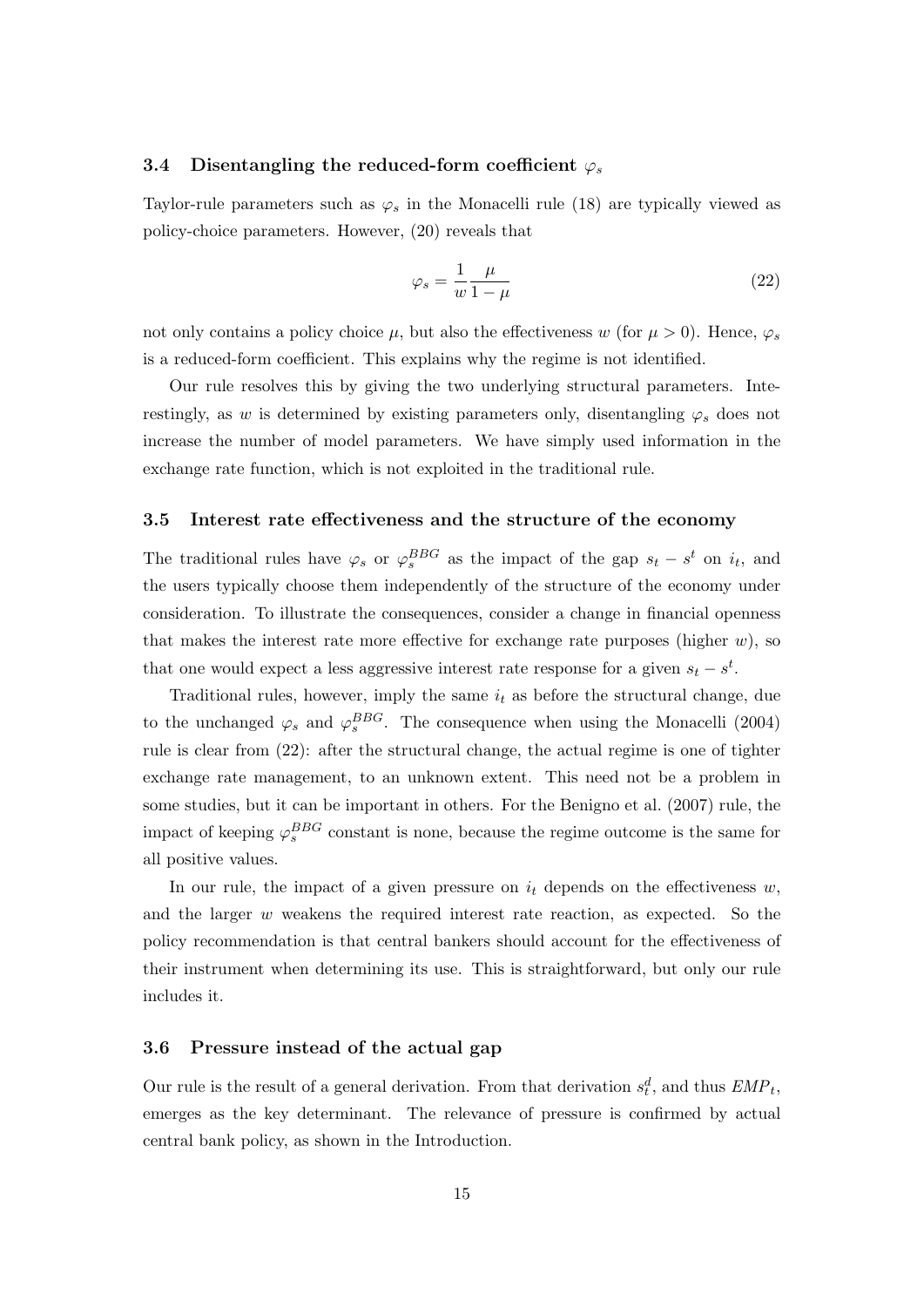### 3.4 Disentangling the reduced-form coefficient $\varphi_s$

Taylor-rule parameters such as $\varphi_s$ in the Monacelli rule (18) are typically viewed as policy-choice parameters. However, (20) reveals that

$$\varphi_s = \frac{1}{w}\frac{\mu}{1-\mu} \tag{22}$$

not only contains a policy choice $\mu$, but also the effectiveness $w$ (for $\mu > 0$). Hence, $\varphi_s$ is a reduced-form coefficient. This explains why the regime is not identified.

Our rule resolves this by giving the two underlying structural parameters. Interestingly, as $w$ is determined by existing parameters only, disentangling $\varphi_s$ does not increase the number of model parameters. We have simply used information in the exchange rate function, which is not exploited in the traditional rule.

### 3.5 Interest rate effectiveness and the structure of the economy

The traditional rules have $\varphi_s$ or $\varphi_s^{BBG}$ as the impact of the gap $s_t - s^t$ on $i_t$, and the users typically choose them independently of the structure of the economy under consideration. To illustrate the consequences, consider a change in financial openness that makes the interest rate more effective for exchange rate purposes (higher $w$), so that one would expect a less aggressive interest rate response for a given $s_t - s^t$.

Traditional rules, however, imply the same $i_t$ as before the structural change, due to the unchanged $\varphi_s$ and $\varphi_s^{BBG}$. The consequence when using the Monacelli (2004) rule is clear from (22): after the structural change, the actual regime is one of tighter exchange rate management, to an unknown extent. This need not be a problem in some studies, but it can be important in others. For the Benigno et al. (2007) rule, the impact of keeping $\varphi_s^{BBG}$ constant is none, because the regime outcome is the same for all positive values.

In our rule, the impact of a given pressure on $i_t$ depends on the effectiveness $w$, and the larger $w$ weakens the required interest rate reaction, as expected. So the policy recommendation is that central bankers should account for the effectiveness of their instrument when determining its use. This is straightforward, but only our rule includes it.

### 3.6 Pressure instead of the actual gap

Our rule is the result of a general derivation. From that derivation $s_t^d$, and thus $EMP_t$, emerges as the key determinant. The relevance of pressure is confirmed by actual central bank policy, as shown in the Introduction.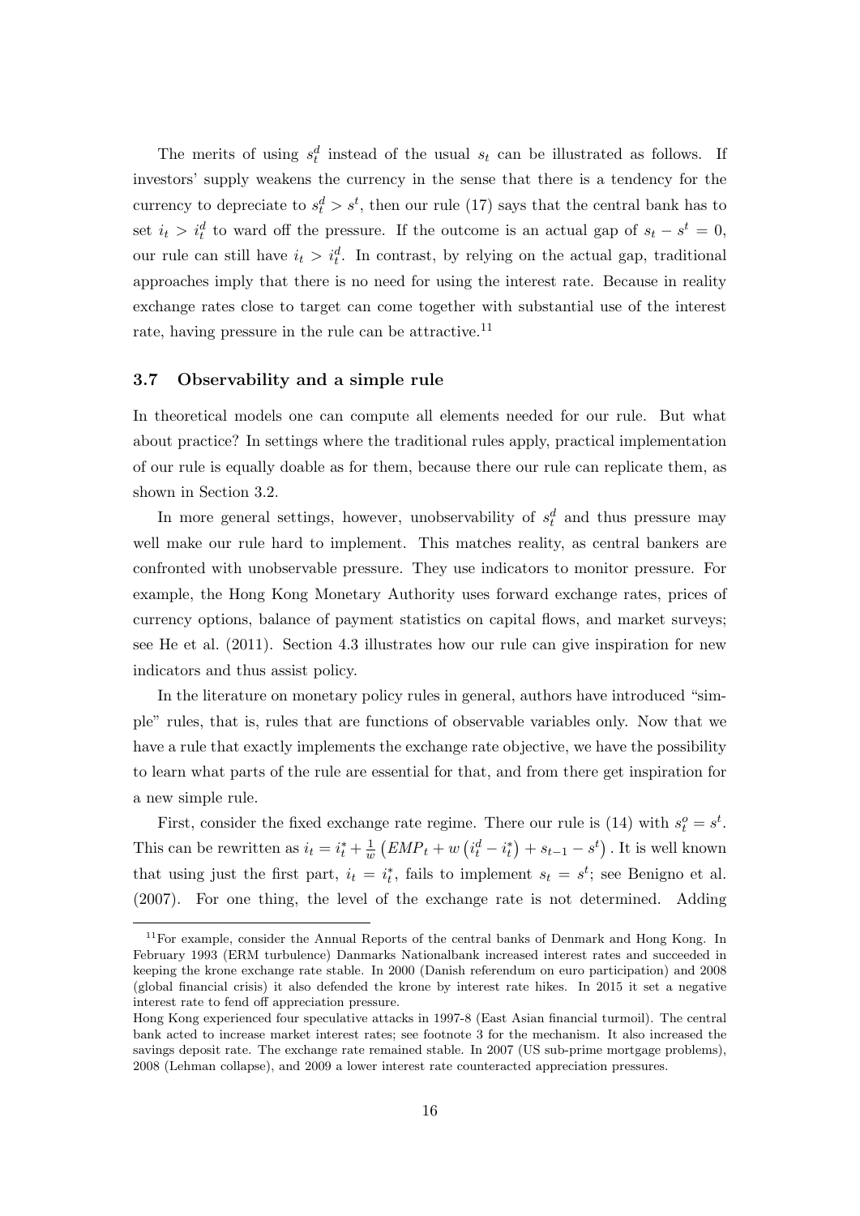The merits of using $s_t^d$ instead of the usual $s_t$ can be illustrated as follows. If investors' supply weakens the currency in the sense that there is a tendency for the currency to depreciate to $s_t^d > s^t$, then our rule (17) says that the central bank has to set $i_t > i_t^d$ to ward off the pressure. If the outcome is an actual gap of $s_t - s^t = 0$, our rule can still have $i_t > i_t^d$. In contrast, by relying on the actual gap, traditional approaches imply that there is no need for using the interest rate. Because in reality exchange rates close to target can come together with substantial use of the interest rate, having pressure in the rule can be attractive.[11]

### 3.7 Observability and a simple rule

In theoretical models one can compute all elements needed for our rule. But what about practice? In settings where the traditional rules apply, practical implementation of our rule is equally doable as for them, because there our rule can replicate them, as shown in Section 3.2.

In more general settings, however, unobservability of $s_t^d$ and thus pressure may well make our rule hard to implement. This matches reality, as central bankers are confronted with unobservable pressure. They use indicators to monitor pressure. For example, the Hong Kong Monetary Authority uses forward exchange rates, prices of currency options, balance of payment statistics on capital flows, and market surveys; see He et al. (2011). Section 4.3 illustrates how our rule can give inspiration for new indicators and thus assist policy.

In the literature on monetary policy rules in general, authors have introduced "simple" rules, that is, rules that are functions of observable variables only. Now that we have a rule that exactly implements the exchange rate objective, we have the possibility to learn what parts of the rule are essential for that, and from there get inspiration for a new simple rule.

First, consider the fixed exchange rate regime. There our rule is (14) with $s_t^o = s^t$. This can be rewritten as $i_t = i_t^* + \frac{1}{w}\left(EMP_t + w\left(i_t^d - i_t^*\right) + s_{t-1} - s^t\right)$. It is well known that using just the first part, $i_t = i_t^*$, fails to implement $s_t = s^t$; see Benigno et al. (2007). For one thing, the level of the exchange rate is not determined. Adding

[11] For example, consider the Annual Reports of the central banks of Denmark and Hong Kong. In February 1993 (ERM turbulence) Danmarks Nationalbank increased interest rates and succeeded in keeping the krone exchange rate stable. In 2000 (Danish referendum on euro participation) and 2008 (global financial crisis) it also defended the krone by interest rate hikes. In 2015 it set a negative interest rate to fend off appreciation pressure.

Hong Kong experienced four speculative attacks in 1997-8 (East Asian financial turmoil). The central bank acted to increase market interest rates; see footnote 3 for the mechanism. It also increased the savings deposit rate. The exchange rate remained stable. In 2007 (US sub-prime mortgage problems), 2008 (Lehman collapse), and 2009 a lower interest rate counteracted appreciation pressures.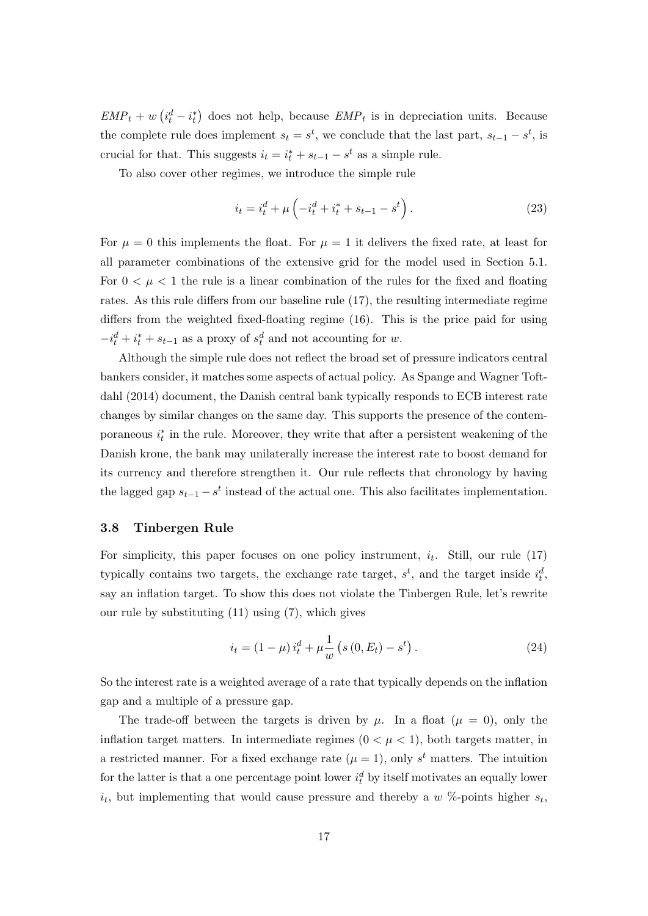$EMP_t + w\left(i_t^d - i_t^*\right)$ does not help, because $EMP_t$ is in depreciation units. Because the complete rule does implement $s_t = s^t$, we conclude that the last part, $s_{t-1} - s^t$, is crucial for that. This suggests $i_t = i_t^* + s_{t-1} - s^t$ as a simple rule.

To also cover other regimes, we introduce the simple rule

$$i_t = i_t^d + \mu\left(-i_t^d + i_t^* + s_{t-1} - s^t\right). \tag{23}$$

For $\mu = 0$ this implements the float. For $\mu = 1$ it delivers the fixed rate, at least for all parameter combinations of the extensive grid for the model used in Section 5.1. For $0 < \mu < 1$ the rule is a linear combination of the rules for the fixed and floating rates. As this rule differs from our baseline rule (17), the resulting intermediate regime differs from the weighted fixed-floating regime (16). This is the price paid for using $-i_t^d + i_t^* + s_{t-1}$ as a proxy of $s_t^d$ and not accounting for $w$.

Although the simple rule does not reflect the broad set of pressure indicators central bankers consider, it matches some aspects of actual policy. As Spange and Wagner Toftdahl (2014) document, the Danish central bank typically responds to ECB interest rate changes by similar changes on the same day. This supports the presence of the contemporaneous $i_t^*$ in the rule. Moreover, they write that after a persistent weakening of the Danish krone, the bank may unilaterally increase the interest rate to boost demand for its currency and therefore strengthen it. Our rule reflects that chronology by having the lagged gap $s_{t-1} - s^t$ instead of the actual one. This also facilitates implementation.

### 3.8 Tinbergen Rule

For simplicity, this paper focuses on one policy instrument, $i_t$. Still, our rule (17) typically contains two targets, the exchange rate target, $s^t$, and the target inside $i_t^d$, say an inflation target. To show this does not violate the Tinbergen Rule, let's rewrite our rule by substituting (11) using (7), which gives

$$i_t = (1-\mu)\, i_t^d + \mu \frac{1}{w}\left(s\left(0, E_t\right) - s^t\right). \tag{24}$$

So the interest rate is a weighted average of a rate that typically depends on the inflation gap and a multiple of a pressure gap.

The trade-off between the targets is driven by $\mu$. In a float ($\mu = 0$), only the inflation target matters. In intermediate regimes ($0 < \mu < 1$), both targets matter, in a restricted manner. For a fixed exchange rate ($\mu = 1$), only $s^t$ matters. The intuition for the latter is that a one percentage point lower $i_t^d$ by itself motivates an equally lower $i_t$, but implementing that would cause pressure and thereby a $w$ %-points higher $s_t$,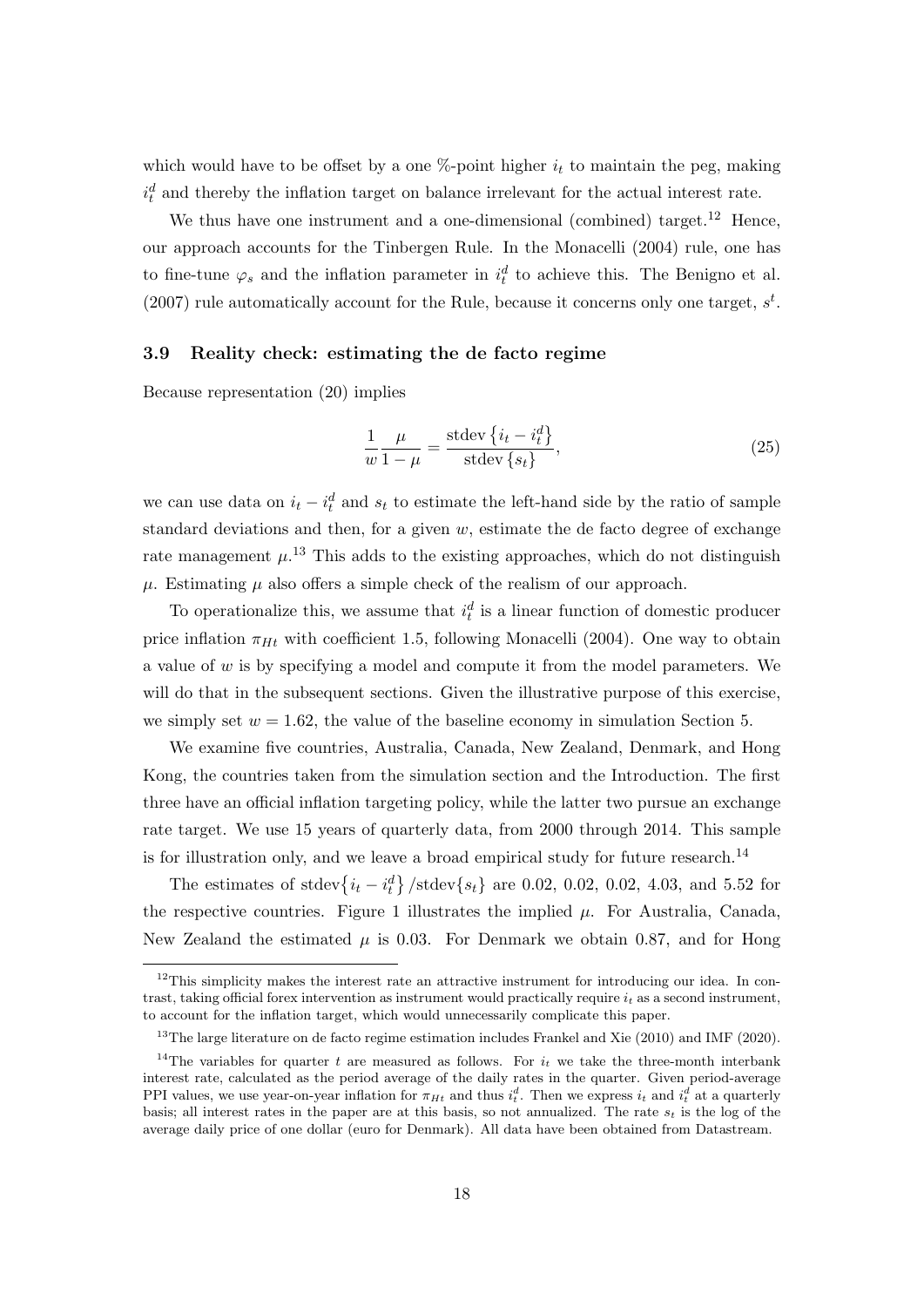which would have to be offset by a one %-point higher $i_t$ to maintain the peg, making $i_t^d$ and thereby the inflation target on balance irrelevant for the actual interest rate.

We thus have one instrument and a one-dimensional (combined) target.[12] Hence, our approach accounts for the Tinbergen Rule. In the Monacelli (2004) rule, one has to fine-tune $\varphi_s$ and the inflation parameter in $i_t^d$ to achieve this. The Benigno et al. (2007) rule automatically account for the Rule, because it concerns only one target, $s^t$.

### 3.9 Reality check: estimating the de facto regime

Because representation (20) implies

$$\frac{1}{w}\frac{\mu}{1-\mu} = \frac{\text{stdev}\left\{i_t - i_t^d\right\}}{\text{stdev}\left\{s_t\right\}}, \tag{25}$$

we can use data on $i_t - i_t^d$ and $s_t$ to estimate the left-hand side by the ratio of sample standard deviations and then, for a given $w$, estimate the de facto degree of exchange rate management $\mu$.[13] This adds to the existing approaches, which do not distinguish $\mu$. Estimating $\mu$ also offers a simple check of the realism of our approach.

To operationalize this, we assume that $i_t^d$ is a linear function of domestic producer price inflation $\pi_{Ht}$ with coefficient 1.5, following Monacelli (2004). One way to obtain a value of $w$ is by specifying a model and compute it from the model parameters. We will do that in the subsequent sections. Given the illustrative purpose of this exercise, we simply set $w = 1.62$, the value of the baseline economy in simulation Section 5.

We examine five countries, Australia, Canada, New Zealand, Denmark, and Hong Kong, the countries taken from the simulation section and the Introduction. The first three have an official inflation targeting policy, while the latter two pursue an exchange rate target. We use 15 years of quarterly data, from 2000 through 2014. This sample is for illustration only, and we leave a broad empirical study for future research.[14]

The estimates of $\text{stdev}\left\{i_t - i_t^d\right\}/\text{stdev}\{s_t\}$ are 0.02, 0.02, 0.02, 4.03, and 5.52 for the respective countries. Figure 1 illustrates the implied $\mu$. For Australia, Canada, New Zealand the estimated $\mu$ is 0.03. For Denmark we obtain 0.87, and for Hong

---

[12] This simplicity makes the interest rate an attractive instrument for introducing our idea. In contrast, taking official forex intervention as instrument would practically require $i_t$ as a second instrument, to account for the inflation target, which would unnecessarily complicate this paper.

[13] The large literature on de facto regime estimation includes Frankel and Xie (2010) and IMF (2020).

[14] The variables for quarter $t$ are measured as follows. For $i_t$ we take the three-month interbank interest rate, calculated as the period average of the daily rates in the quarter. Given period-average PPI values, we use year-on-year inflation for $\pi_{Ht}$ and thus $i_t^d$. Then we express $i_t$ and $i_t^d$ at a quarterly basis; all interest rates in the paper are at this basis, so not annualized. The rate $s_t$ is the log of the average daily price of one dollar (euro for Denmark). All data have been obtained from Datastream.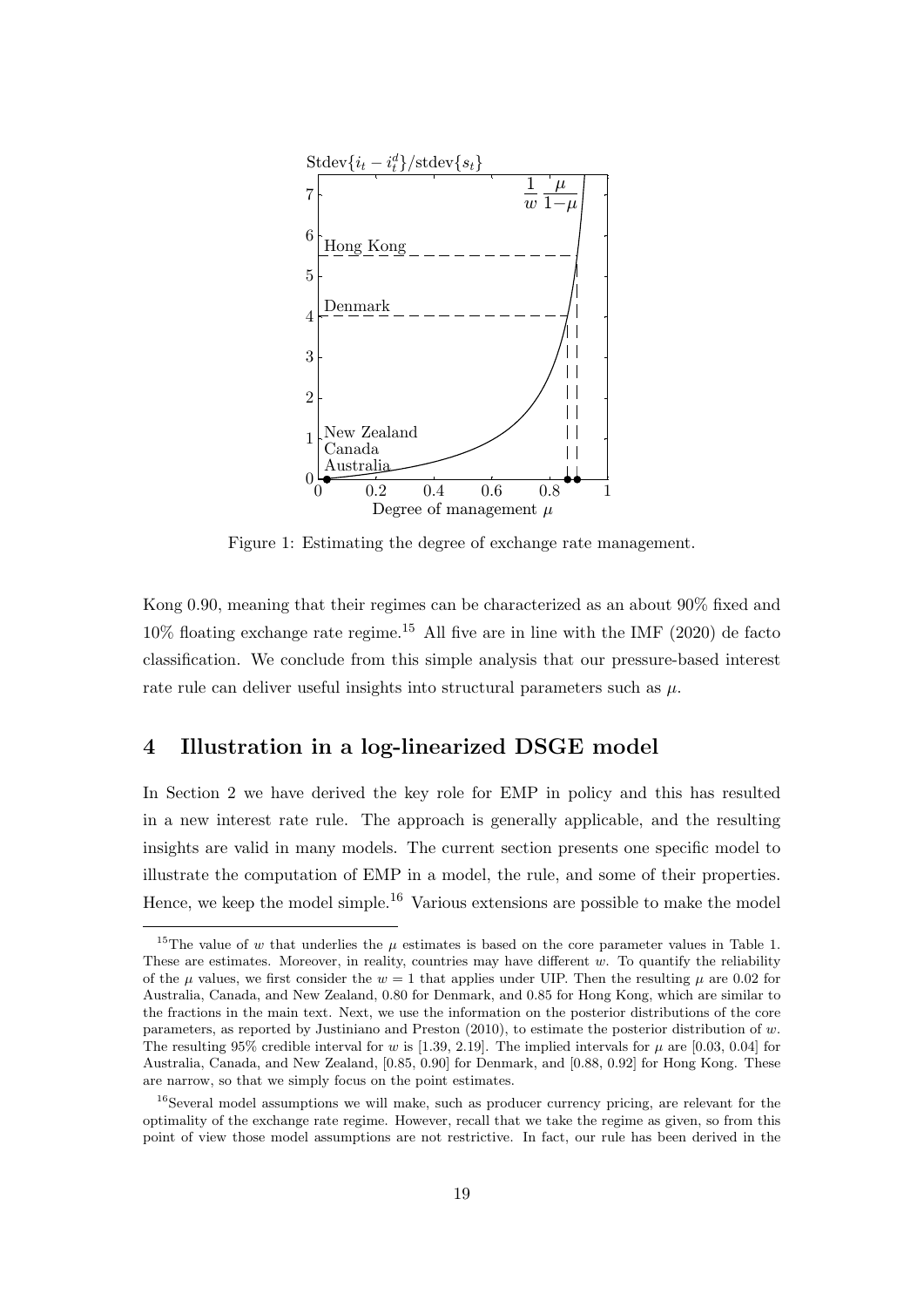Figure 1: Estimating the degree of exchange rate management.

Kong 0.90, meaning that their regimes can be characterized as an about 90% fixed and 10% floating exchange rate regime.[15] All five are in line with the IMF (2020) de facto classification. We conclude from this simple analysis that our pressure-based interest rate rule can deliver useful insights into structural parameters such as $\mu$.

## 4 Illustration in a log-linearized DSGE model

In Section 2 we have derived the key role for EMP in policy and this has resulted in a new interest rate rule. The approach is generally applicable, and the resulting insights are valid in many models. The current section presents one specific model to illustrate the computation of EMP in a model, the rule, and some of their properties. Hence, we keep the model simple.[16] Various extensions are possible to make the model

---

[15] The value of $w$ that underlies the $\mu$ estimates is based on the core parameter values in Table 1. These are estimates. Moreover, in reality, countries may have different $w$. To quantify the reliability of the $\mu$ values, we first consider the $w = 1$ that applies under UIP. Then the resulting $\mu$ are 0.02 for Australia, Canada, and New Zealand, 0.80 for Denmark, and 0.85 for Hong Kong, which are similar to the fractions in the main text. Next, we use the information on the posterior distributions of the core parameters, as reported by Justiniano and Preston (2010), to estimate the posterior distribution of $w$. The resulting 95% credible interval for $w$ is [1.39, 2.19]. The implied intervals for $\mu$ are [0.03, 0.04] for Australia, Canada, and New Zealand, [0.85, 0.90] for Denmark, and [0.88, 0.92] for Hong Kong. These are narrow, so that we simply focus on the point estimates.

[16] Several model assumptions we will make, such as producer currency pricing, are relevant for the optimality of the exchange rate regime. However, recall that we take the regime as given, so from this point of view those model assumptions are not restrictive. In fact, our rule has been derived in the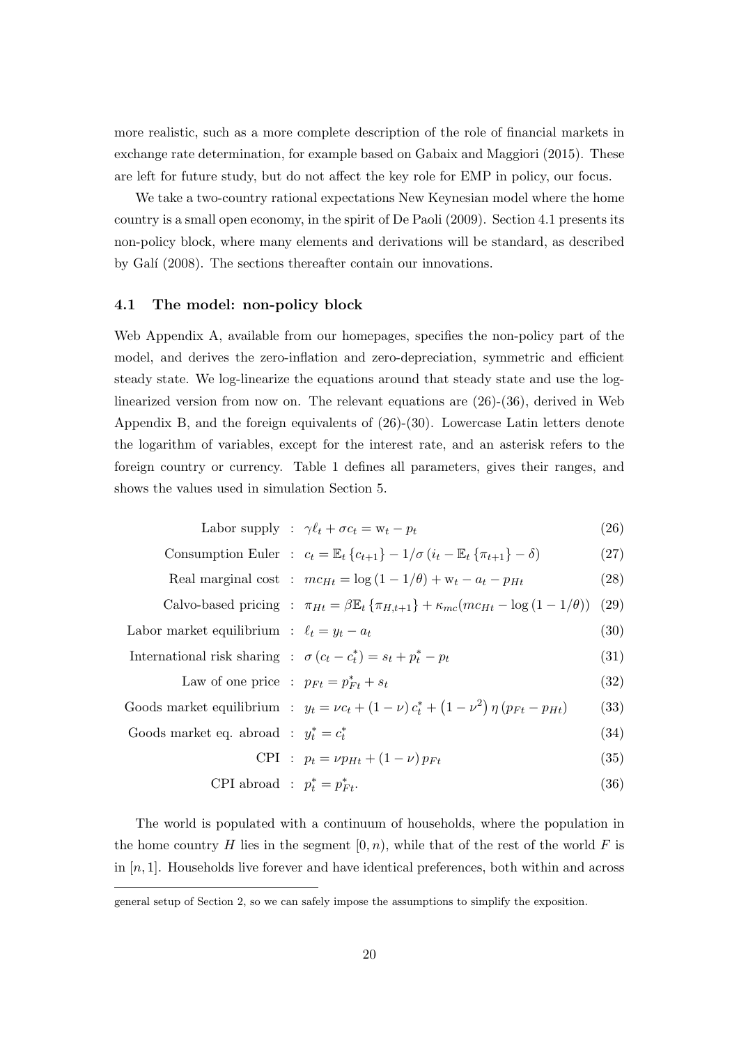more realistic, such as a more complete description of the role of financial markets in exchange rate determination, for example based on Gabaix and Maggiori (2015). These are left for future study, but do not affect the key role for EMP in policy, our focus.

We take a two-country rational expectations New Keynesian model where the home country is a small open economy, in the spirit of De Paoli (2009). Section 4.1 presents its non-policy block, where many elements and derivations will be standard, as described by Galí (2008). The sections thereafter contain our innovations.

### 4.1 The model: non-policy block

Web Appendix A, available from our homepages, specifies the non-policy part of the model, and derives the zero-inflation and zero-depreciation, symmetric and efficient steady state. We log-linearize the equations around that steady state and use the log-linearized version from now on. The relevant equations are (26)-(36), derived in Web Appendix B, and the foreign equivalents of (26)-(30). Lowercase Latin letters denote the logarithm of variables, except for the interest rate, and an asterisk refers to the foreign country or currency. Table 1 defines all parameters, gives their ranges, and shows the values used in simulation Section 5.

$$\text{Labor supply} \; : \; \gamma \ell_t + \sigma c_t = \mathrm{w}_t - p_t \tag{26}$$

$$\text{Consumption Euler} \; : \; c_t = \mathbb{E}_t \left\{ c_{t+1} \right\} - 1/\sigma \left( i_t - \mathbb{E}_t \left\{ \pi_{t+1} \right\} - \delta \right) \tag{27}$$

$$\text{Real marginal cost} \; : \; mc_{Ht} = \log \left( 1 - 1/\theta \right) + \mathrm{w}_t - a_t - p_{Ht} \tag{28}$$

$$\text{Calvo-based pricing} \; : \; \pi_{Ht} = \beta \mathbb{E}_t \left\{ \pi_{H,t+1} \right\} + \kappa_{mc} (mc_{Ht} - \log \left( 1 - 1/\theta \right)) \tag{29}$$

$$\text{Labor market equilibrium} \; : \; \ell_t = y_t - a_t \tag{30}$$

$$\text{International risk sharing} \; : \; \sigma \left( c_t - c_t^* \right) = s_t + p_t^* - p_t \tag{31}$$

$$\text{Law of one price} \; : \; p_{Ft} = p_{Ft}^* + s_t \tag{32}$$

$$\text{Goods market equilibrium} \; : \; y_t = \nu c_t + \left( 1 - \nu \right) c_t^* + \left( 1 - \nu^2 \right) \eta \left( p_{Ft} - p_{Ht} \right) \tag{33}$$

$$\text{Goods market eq. abroad} \; : \; y_t^* = c_t^* \tag{34}$$

$$\text{CPI} \; : \; p_t = \nu p_{Ht} + \left( 1 - \nu \right) p_{Ft} \tag{35}$$

$$\text{CPI abroad} \; : \; p_t^* = p_{Ft}^*. \tag{36}$$

The world is populated with a continuum of households, where the population in the home country $H$ lies in the segment $[0, n)$, while that of the rest of the world $F$ is in $[n, 1]$. Households live forever and have identical preferences, both within and across

general setup of Section 2, so we can safely impose the assumptions to simplify the exposition.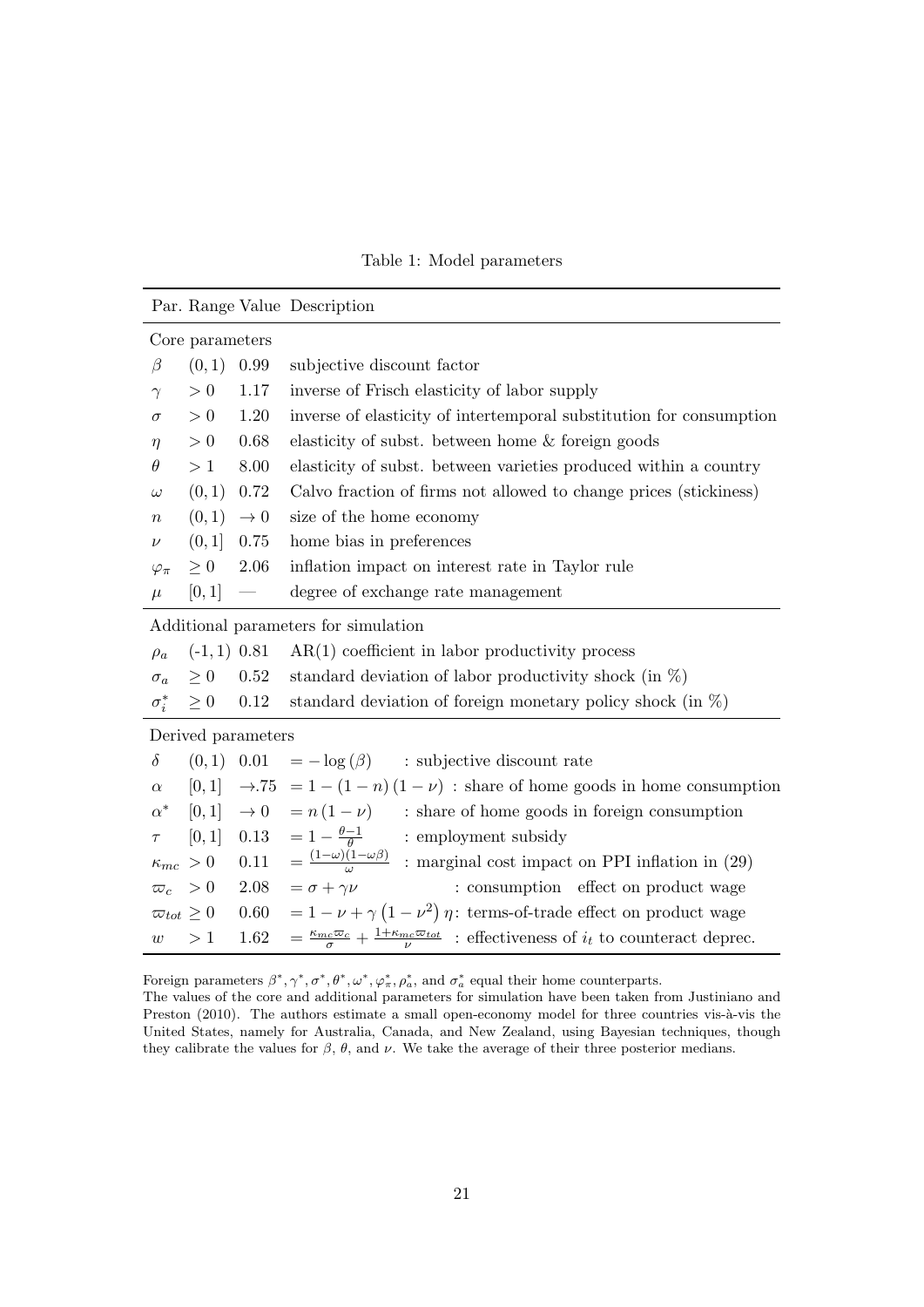Table 1: Model parameters

| Par. | Range | Value | Description |
|---|---|---|---|
| Core parameters | | | |
| $\beta$ | $(0,1)$ | 0.99 | subjective discount factor |
| $\gamma$ | $>0$ | 1.17 | inverse of Frisch elasticity of labor supply |
| $\sigma$ | $>0$ | 1.20 | inverse of elasticity of intertemporal substitution for consumption |
| $\eta$ | $>0$ | 0.68 | elasticity of subst. between home & foreign goods |
| $\theta$ | $>1$ | 8.00 | elasticity of subst. between varieties produced within a country |
| $\omega$ | $(0,1)$ | 0.72 | Calvo fraction of firms not allowed to change prices (stickiness) |
| $n$ | $(0,1)$ | $\to 0$ | size of the home economy |
| $\nu$ | $(0,1]$ | 0.75 | home bias in preferences |
| $\varphi_\pi$ | $\geq 0$ | 2.06 | inflation impact on interest rate in Taylor rule |
| $\mu$ | $[0,1]$ | — | degree of exchange rate management |
| Additional parameters for simulation | | | |
| $\rho_a$ | (-1, 1) | 0.81 | AR(1) coefficient in labor productivity process |
| $\sigma_a$ | $\geq 0$ | 0.52 | standard deviation of labor productivity shock (in %) |
| $\sigma_i^*$ | $\geq 0$ | 0.12 | standard deviation of foreign monetary policy shock (in %) |
| Derived parameters | | | |
| $\delta$ | $(0,1)$ | 0.01 | $= -\log(\beta)$ : subjective discount rate |
| $\alpha$ | $[0,1]$ | $\to .75$ | $= 1-(1-n)(1-\nu)$ : share of home goods in home consumption |
| $\alpha^*$ | $[0,1]$ | $\to 0$ | $= n(1-\nu)$ : share of home goods in foreign consumption |
| $\tau$ | $[0,1]$ | 0.13 | $= 1-\frac{\theta-1}{\theta}$ : employment subsidy |
| $\kappa_{mc}$ | $>0$ | 0.11 | $= \frac{(1-\omega)(1-\omega\beta)}{\omega}$ : marginal cost impact on PPI inflation in (29) |
| $\varpi_c$ | $>0$ | 2.08 | $= \sigma+\gamma\nu$ : consumption effect on product wage |
| $\varpi_{tot}$ | $\geq 0$ | 0.60 | $= 1-\nu+\gamma\left(1-\nu^2\right)\eta$: terms-of-trade effect on product wage |
| $w$ | $>1$ | 1.62 | $= \frac{\kappa_{mc}\varpi_c}{\sigma}+\frac{1+\kappa_{mc}\varpi_{tot}}{\nu}$ : effectiveness of $i_t$ to counteract deprec. |

Foreign parameters $\beta^*, \gamma^*, \sigma^*, \theta^*, \omega^*, \varphi_\pi^*, \rho_a^*$, and $\sigma_a^*$ equal their home counterparts.
The values of the core and additional parameters for simulation have been taken from Justiniano and Preston (2010). The authors estimate a small open-economy model for three countries vis-à-vis the United States, namely for Australia, Canada, and New Zealand, using Bayesian techniques, though they calibrate the values for $\beta$, $\theta$, and $\nu$. We take the average of their three posterior medians.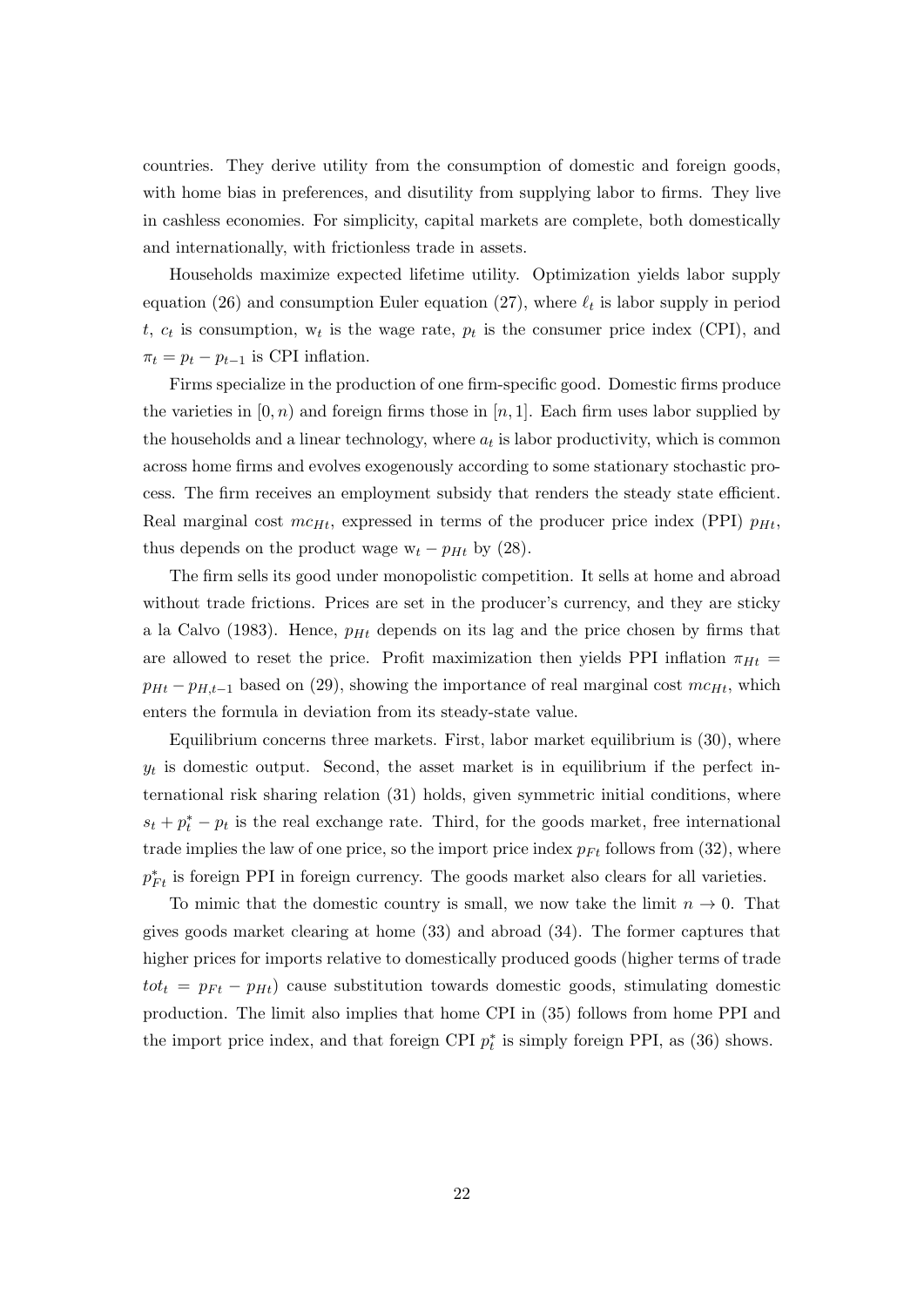countries. They derive utility from the consumption of domestic and foreign goods, with home bias in preferences, and disutility from supplying labor to firms. They live in cashless economies. For simplicity, capital markets are complete, both domestically and internationally, with frictionless trade in assets.

Households maximize expected lifetime utility. Optimization yields labor supply equation (26) and consumption Euler equation (27), where $\ell_t$ is labor supply in period $t$, $c_t$ is consumption, $\mathrm{w}_t$ is the wage rate, $p_t$ is the consumer price index (CPI), and $\pi_t = p_t - p_{t-1}$ is CPI inflation.

Firms specialize in the production of one firm-specific good. Domestic firms produce the varieties in $[0, n)$ and foreign firms those in $[n, 1]$. Each firm uses labor supplied by the households and a linear technology, where $a_t$ is labor productivity, which is common across home firms and evolves exogenously according to some stationary stochastic process. The firm receives an employment subsidy that renders the steady state efficient. Real marginal cost $mc_{Ht}$, expressed in terms of the producer price index (PPI) $p_{Ht}$, thus depends on the product wage $\mathrm{w}_t - p_{Ht}$ by (28).

The firm sells its good under monopolistic competition. It sells at home and abroad without trade frictions. Prices are set in the producer's currency, and they are sticky a la Calvo (1983). Hence, $p_{Ht}$ depends on its lag and the price chosen by firms that are allowed to reset the price. Profit maximization then yields PPI inflation $\pi_{Ht} = p_{Ht} - p_{H,t-1}$ based on (29), showing the importance of real marginal cost $mc_{Ht}$, which enters the formula in deviation from its steady-state value.

Equilibrium concerns three markets. First, labor market equilibrium is (30), where $y_t$ is domestic output. Second, the asset market is in equilibrium if the perfect international risk sharing relation (31) holds, given symmetric initial conditions, where $s_t + p_t^* - p_t$ is the real exchange rate. Third, for the goods market, free international trade implies the law of one price, so the import price index $p_{Ft}$ follows from (32), where $p_{Ft}^*$ is foreign PPI in foreign currency. The goods market also clears for all varieties.

To mimic that the domestic country is small, we now take the limit $n \to 0$. That gives goods market clearing at home (33) and abroad (34). The former captures that higher prices for imports relative to domestically produced goods (higher terms of trade $tot_t = p_{Ft} - p_{Ht}$) cause substitution towards domestic goods, stimulating domestic production. The limit also implies that home CPI in (35) follows from home PPI and the import price index, and that foreign CPI $p_t^*$ is simply foreign PPI, as (36) shows.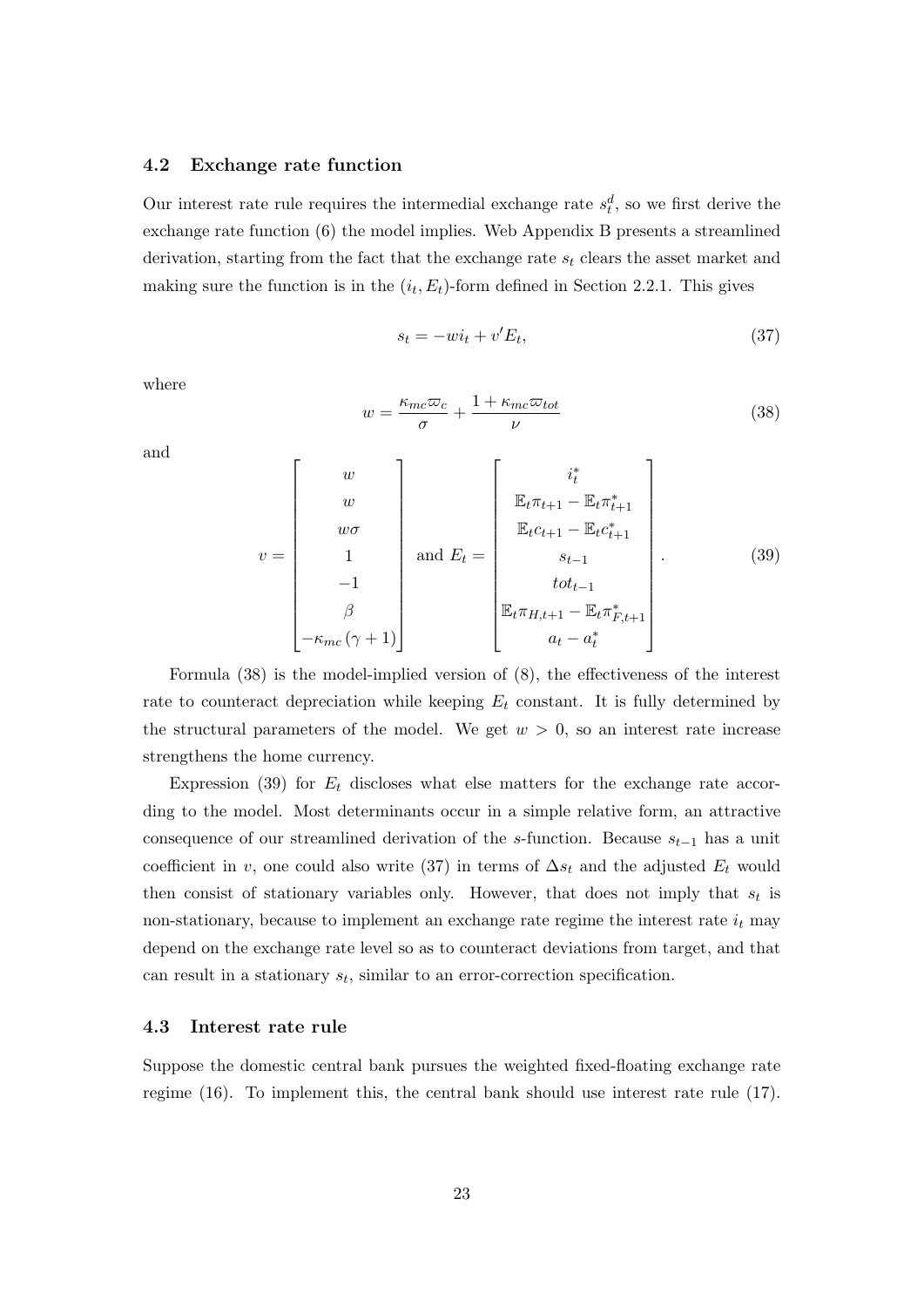### 4.2 Exchange rate function

Our interest rate rule requires the intermedial exchange rate $s_t^d$, so we first derive the exchange rate function (6) the model implies. Web Appendix B presents a streamlined derivation, starting from the fact that the exchange rate $s_t$ clears the asset market and making sure the function is in the $(i_t, E_t)$-form defined in Section 2.2.1. This gives

$$s_t = -wi_t + v'E_t, \tag{37}$$

where

$$w = \frac{\kappa_{mc}\varpi_c}{\sigma} + \frac{1 + \kappa_{mc}\varpi_{tot}}{\nu} \tag{38}$$

and

$$v = \begin{bmatrix} w \\ w \\ w\sigma \\ 1 \\ -1 \\ \beta \\ -\kappa_{mc}(\gamma + 1) \end{bmatrix} \text{ and } E_t = \begin{bmatrix} i_t^* \\ \mathbb{E}_t\pi_{t+1} - \mathbb{E}_t\pi_{t+1}^* \\ \mathbb{E}_t c_{t+1} - \mathbb{E}_t c_{t+1}^* \\ s_{t-1} \\ tot_{t-1} \\ \mathbb{E}_t\pi_{H,t+1} - \mathbb{E}_t\pi_{F,t+1}^* \\ a_t - a_t^* \end{bmatrix}. \tag{39}$$

Formula (38) is the model-implied version of (8), the effectiveness of the interest rate to counteract depreciation while keeping $E_t$ constant. It is fully determined by the structural parameters of the model. We get $w > 0$, so an interest rate increase strengthens the home currency.

Expression (39) for $E_t$ discloses what else matters for the exchange rate according to the model. Most determinants occur in a simple relative form, an attractive consequence of our streamlined derivation of the $s$-function. Because $s_{t-1}$ has a unit coefficient in $v$, one could also write (37) in terms of $\Delta s_t$ and the adjusted $E_t$ would then consist of stationary variables only. However, that does not imply that $s_t$ is non-stationary, because to implement an exchange rate regime the interest rate $i_t$ may depend on the exchange rate level so as to counteract deviations from target, and that can result in a stationary $s_t$, similar to an error-correction specification.

### 4.3 Interest rate rule

Suppose the domestic central bank pursues the weighted fixed-floating exchange rate regime (16). To implement this, the central bank should use interest rate rule (17).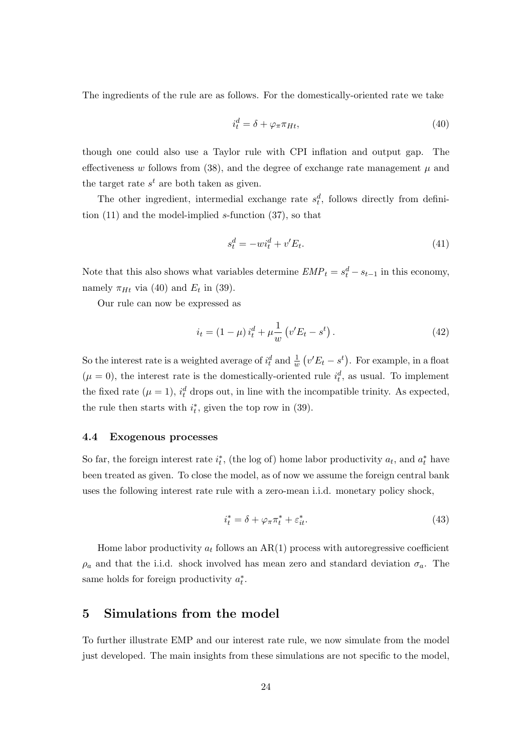The ingredients of the rule are as follows. For the domestically-oriented rate we take

$$i_t^d = \delta + \varphi_\pi \pi_{Ht}, \tag{40}$$

though one could also use a Taylor rule with CPI inflation and output gap. The effectiveness $w$ follows from (38), and the degree of exchange rate management $\mu$ and the target rate $s^t$ are both taken as given.

The other ingredient, intermedial exchange rate $s_t^d$, follows directly from definition (11) and the model-implied $s$-function (37), so that

$$s_t^d = -w i_t^d + v' E_t. \tag{41}$$

Note that this also shows what variables determine $EMP_t = s_t^d - s_{t-1}$ in this economy, namely $\pi_{Ht}$ via (40) and $E_t$ in (39).

Our rule can now be expressed as

$$i_t = (1-\mu)\, i_t^d + \mu \frac{1}{w}\left(v' E_t - s^t\right). \tag{42}$$

So the interest rate is a weighted average of $i_t^d$ and $\frac{1}{w}\left(v' E_t - s^t\right)$. For example, in a float ($\mu = 0$), the interest rate is the domestically-oriented rule $i_t^d$, as usual. To implement the fixed rate ($\mu = 1$), $i_t^d$ drops out, in line with the incompatible trinity. As expected, the rule then starts with $i_t^*$, given the top row in (39).

### 4.4 Exogenous processes

So far, the foreign interest rate $i_t^*$, (the log of) home labor productivity $a_t$, and $a_t^*$ have been treated as given. To close the model, as of now we assume the foreign central bank uses the following interest rate rule with a zero-mean i.i.d. monetary policy shock,

$$i_t^* = \delta + \varphi_\pi \pi_t^* + \varepsilon_{it}^*. \tag{43}$$

Home labor productivity $a_t$ follows an AR(1) process with autoregressive coefficient $\rho_a$ and that the i.i.d. shock involved has mean zero and standard deviation $\sigma_a$. The same holds for foreign productivity $a_t^*$.

## 5 Simulations from the model

To further illustrate EMP and our interest rate rule, we now simulate from the model just developed. The main insights from these simulations are not specific to the model,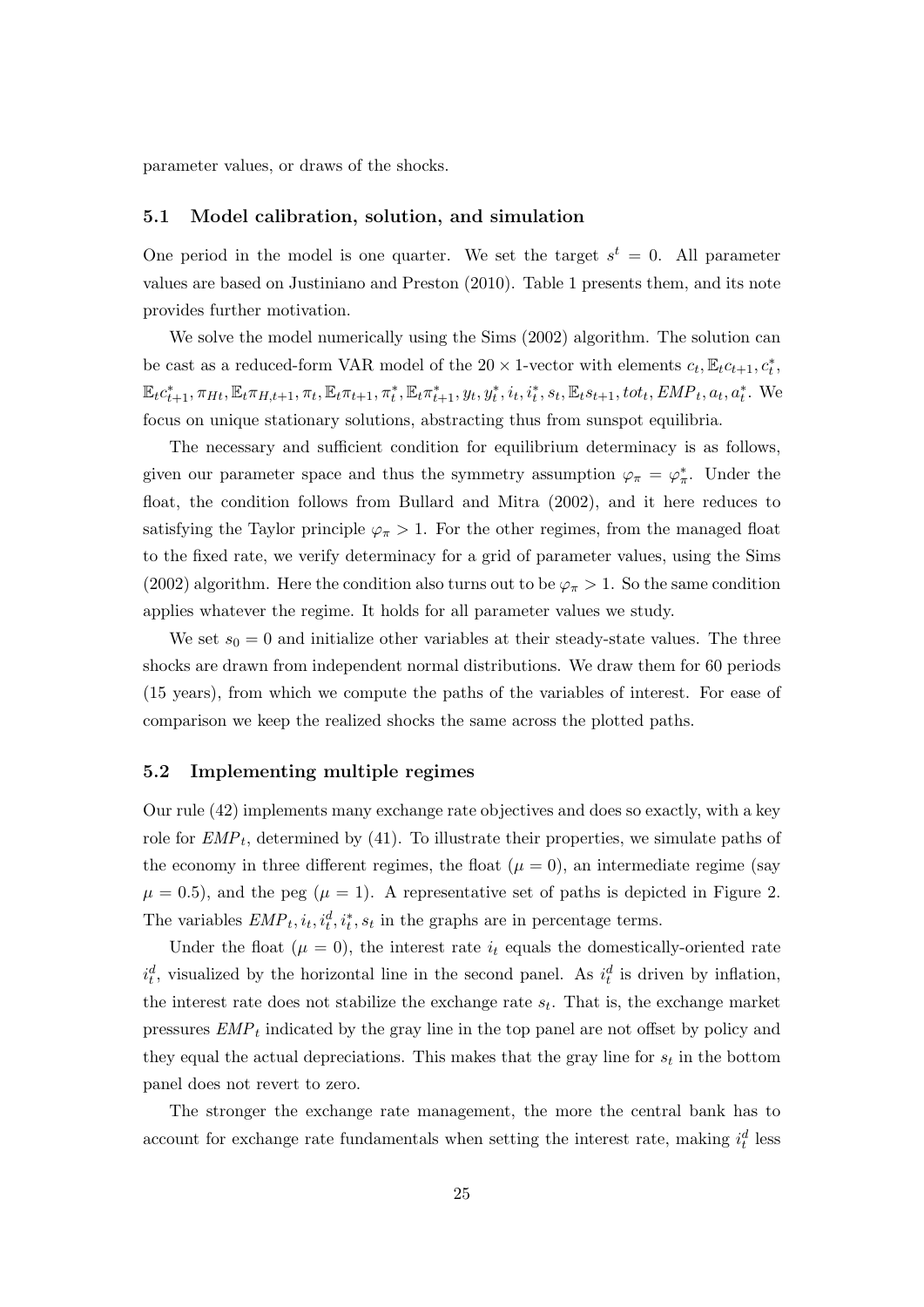parameter values, or draws of the shocks.

### 5.1 Model calibration, solution, and simulation

One period in the model is one quarter. We set the target $s^t = 0$. All parameter values are based on Justiniano and Preston (2010). Table 1 presents them, and its note provides further motivation.

We solve the model numerically using the Sims (2002) algorithm. The solution can be cast as a reduced-form VAR model of the $20 \times 1$-vector with elements $c_t, \mathbb{E}_t c_{t+1}, c_t^*, \mathbb{E}_t c_{t+1}^*, \pi_{Ht}, \mathbb{E}_t \pi_{H,t+1}, \pi_t, \mathbb{E}_t \pi_{t+1}, \pi_t^*, \mathbb{E}_t \pi_{t+1}^*, y_t, y_t^*, i_t, i_t^*, s_t, \mathbb{E}_t s_{t+1}, tot_t, EMP_t, a_t, a_t^*$. We focus on unique stationary solutions, abstracting thus from sunspot equilibria.

The necessary and sufficient condition for equilibrium determinacy is as follows, given our parameter space and thus the symmetry assumption $\varphi_\pi = \varphi_\pi^*$. Under the float, the condition follows from Bullard and Mitra (2002), and it here reduces to satisfying the Taylor principle $\varphi_\pi > 1$. For the other regimes, from the managed float to the fixed rate, we verify determinacy for a grid of parameter values, using the Sims (2002) algorithm. Here the condition also turns out to be $\varphi_\pi > 1$. So the same condition applies whatever the regime. It holds for all parameter values we study.

We set $s_0 = 0$ and initialize other variables at their steady-state values. The three shocks are drawn from independent normal distributions. We draw them for 60 periods (15 years), from which we compute the paths of the variables of interest. For ease of comparison we keep the realized shocks the same across the plotted paths.

### 5.2 Implementing multiple regimes

Our rule (42) implements many exchange rate objectives and does so exactly, with a key role for $EMP_t$, determined by (41). To illustrate their properties, we simulate paths of the economy in three different regimes, the float ($\mu = 0$), an intermediate regime (say $\mu = 0.5$), and the peg ($\mu = 1$). A representative set of paths is depicted in Figure 2. The variables $EMP_t, i_t, i_t^d, i_t^*, s_t$ in the graphs are in percentage terms.

Under the float ($\mu = 0$), the interest rate $i_t$ equals the domestically-oriented rate $i_t^d$, visualized by the horizontal line in the second panel. As $i_t^d$ is driven by inflation, the interest rate does not stabilize the exchange rate $s_t$. That is, the exchange market pressures $EMP_t$ indicated by the gray line in the top panel are not offset by policy and they equal the actual depreciations. This makes that the gray line for $s_t$ in the bottom panel does not revert to zero.

The stronger the exchange rate management, the more the central bank has to account for exchange rate fundamentals when setting the interest rate, making $i_t^d$ less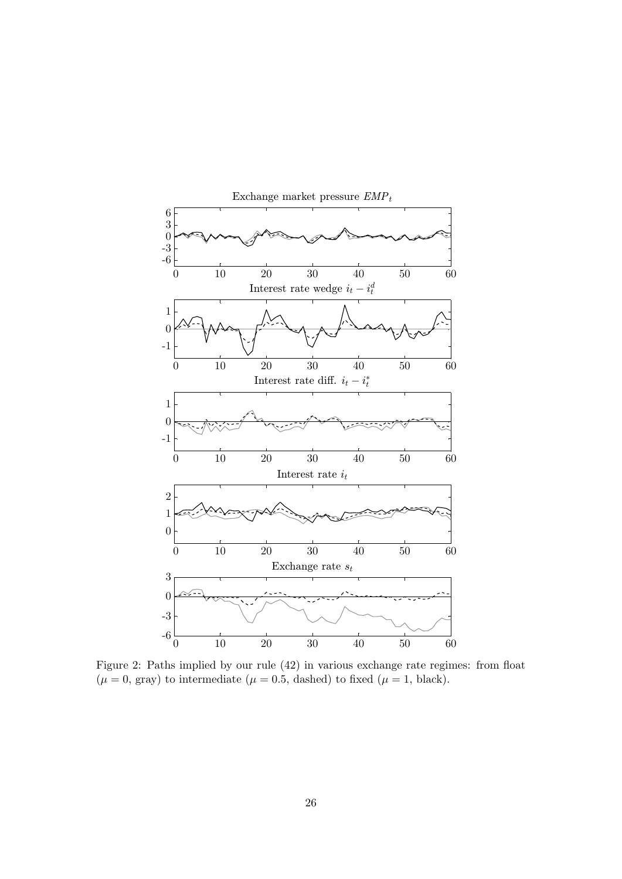Exchange market pressure $EMP_t$

Interest rate wedge $i_t - i_t^d$

Interest rate diff. $i_t - i_t^*$

Interest rate $i_t$

Exchange rate $s_t$

Figure 2: Paths implied by our rule (42) in various exchange rate regimes: from float ($\mu = 0$, gray) to intermediate ($\mu = 0.5$, dashed) to fixed ($\mu = 1$, black).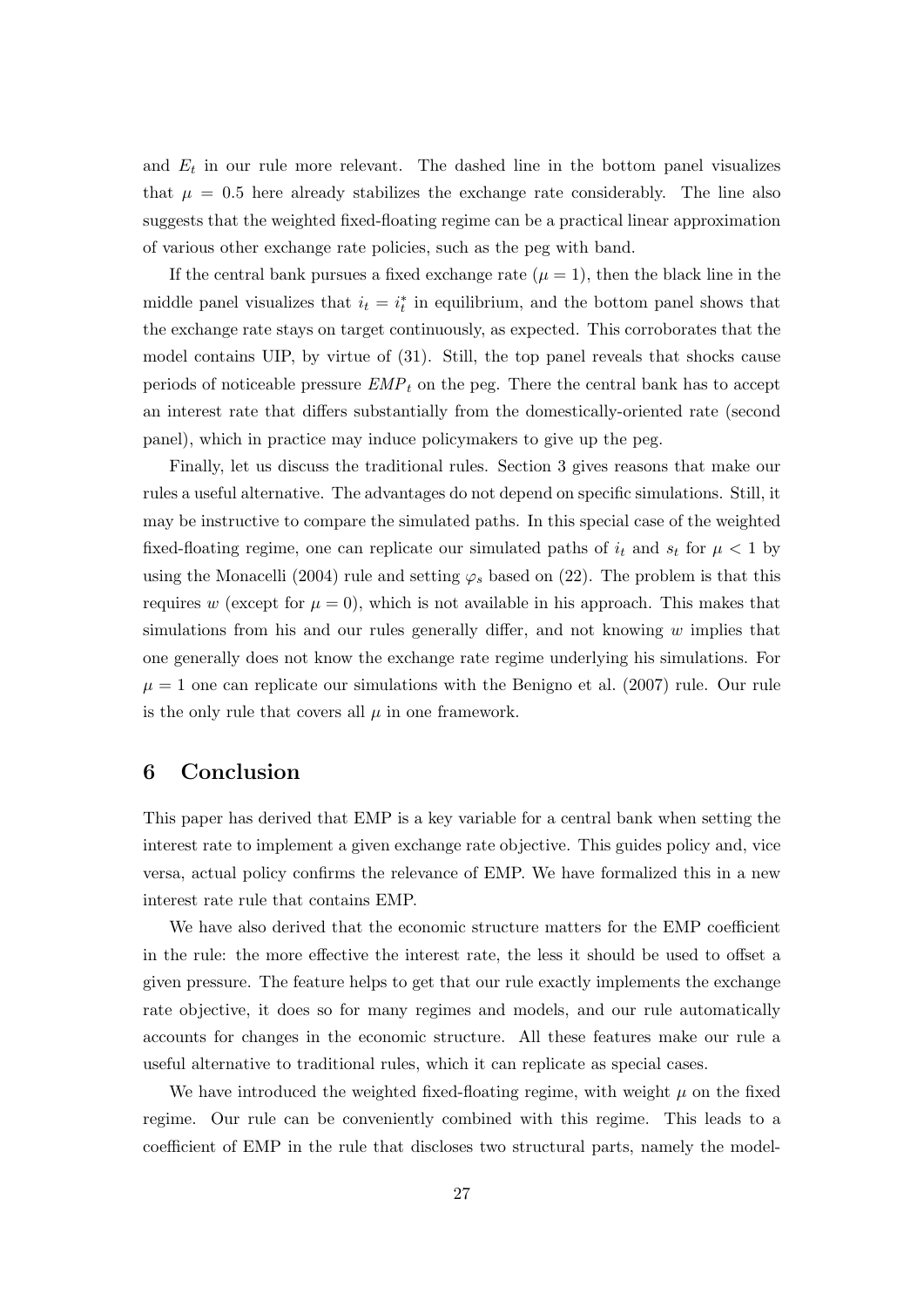and $E_t$ in our rule more relevant. The dashed line in the bottom panel visualizes that $\mu = 0.5$ here already stabilizes the exchange rate considerably. The line also suggests that the weighted fixed-floating regime can be a practical linear approximation of various other exchange rate policies, such as the peg with band.

If the central bank pursues a fixed exchange rate ($\mu = 1$), then the black line in the middle panel visualizes that $i_t = i_t^*$ in equilibrium, and the bottom panel shows that the exchange rate stays on target continuously, as expected. This corroborates that the model contains UIP, by virtue of (31). Still, the top panel reveals that shocks cause periods of noticeable pressure $EMP_t$ on the peg. There the central bank has to accept an interest rate that differs substantially from the domestically-oriented rate (second panel), which in practice may induce policymakers to give up the peg.

Finally, let us discuss the traditional rules. Section 3 gives reasons that make our rules a useful alternative. The advantages do not depend on specific simulations. Still, it may be instructive to compare the simulated paths. In this special case of the weighted fixed-floating regime, one can replicate our simulated paths of $i_t$ and $s_t$ for $\mu < 1$ by using the Monacelli (2004) rule and setting $\varphi_s$ based on (22). The problem is that this requires $w$ (except for $\mu = 0$), which is not available in his approach. This makes that simulations from his and our rules generally differ, and not knowing $w$ implies that one generally does not know the exchange rate regime underlying his simulations. For $\mu = 1$ one can replicate our simulations with the Benigno et al. (2007) rule. Our rule is the only rule that covers all $\mu$ in one framework.

## 6 Conclusion

This paper has derived that EMP is a key variable for a central bank when setting the interest rate to implement a given exchange rate objective. This guides policy and, vice versa, actual policy confirms the relevance of EMP. We have formalized this in a new interest rate rule that contains EMP.

We have also derived that the economic structure matters for the EMP coefficient in the rule: the more effective the interest rate, the less it should be used to offset a given pressure. The feature helps to get that our rule exactly implements the exchange rate objective, it does so for many regimes and models, and our rule automatically accounts for changes in the economic structure. All these features make our rule a useful alternative to traditional rules, which it can replicate as special cases.

We have introduced the weighted fixed-floating regime, with weight $\mu$ on the fixed regime. Our rule can be conveniently combined with this regime. This leads to a coefficient of EMP in the rule that discloses two structural parts, namely the model-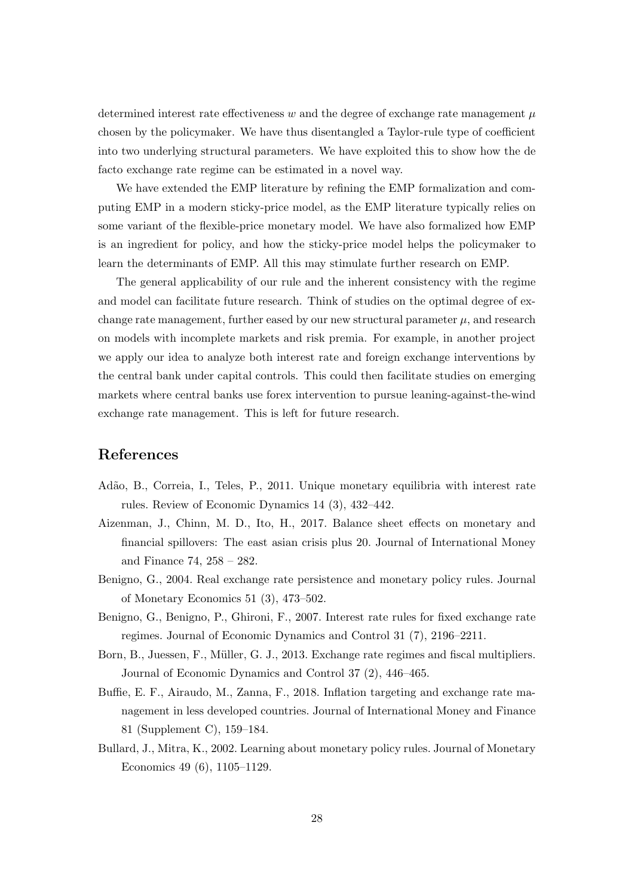determined interest rate effectiveness $w$ and the degree of exchange rate management $\mu$ chosen by the policymaker. We have thus disentangled a Taylor-rule type of coefficient into two underlying structural parameters. We have exploited this to show how the de facto exchange rate regime can be estimated in a novel way.

We have extended the EMP literature by refining the EMP formalization and computing EMP in a modern sticky-price model, as the EMP literature typically relies on some variant of the flexible-price monetary model. We have also formalized how EMP is an ingredient for policy, and how the sticky-price model helps the policymaker to learn the determinants of EMP. All this may stimulate further research on EMP.

The general applicability of our rule and the inherent consistency with the regime and model can facilitate future research. Think of studies on the optimal degree of exchange rate management, further eased by our new structural parameter $\mu$, and research on models with incomplete markets and risk premia. For example, in another project we apply our idea to analyze both interest rate and foreign exchange interventions by the central bank under capital controls. This could then facilitate studies on emerging markets where central banks use forex intervention to pursue leaning-against-the-wind exchange rate management. This is left for future research.

## References

Adão, B., Correia, I., Teles, P., 2011. Unique monetary equilibria with interest rate rules. Review of Economic Dynamics 14 (3), 432–442.

Aizenman, J., Chinn, M. D., Ito, H., 2017. Balance sheet effects on monetary and financial spillovers: The east asian crisis plus 20. Journal of International Money and Finance 74, 258 – 282.

Benigno, G., 2004. Real exchange rate persistence and monetary policy rules. Journal of Monetary Economics 51 (3), 473–502.

Benigno, G., Benigno, P., Ghironi, F., 2007. Interest rate rules for fixed exchange rate regimes. Journal of Economic Dynamics and Control 31 (7), 2196–2211.

Born, B., Juessen, F., Müller, G. J., 2013. Exchange rate regimes and fiscal multipliers. Journal of Economic Dynamics and Control 37 (2), 446–465.

Buffie, E. F., Airaudo, M., Zanna, F., 2018. Inflation targeting and exchange rate management in less developed countries. Journal of International Money and Finance 81 (Supplement C), 159–184.

Bullard, J., Mitra, K., 2002. Learning about monetary policy rules. Journal of Monetary Economics 49 (6), 1105–1129.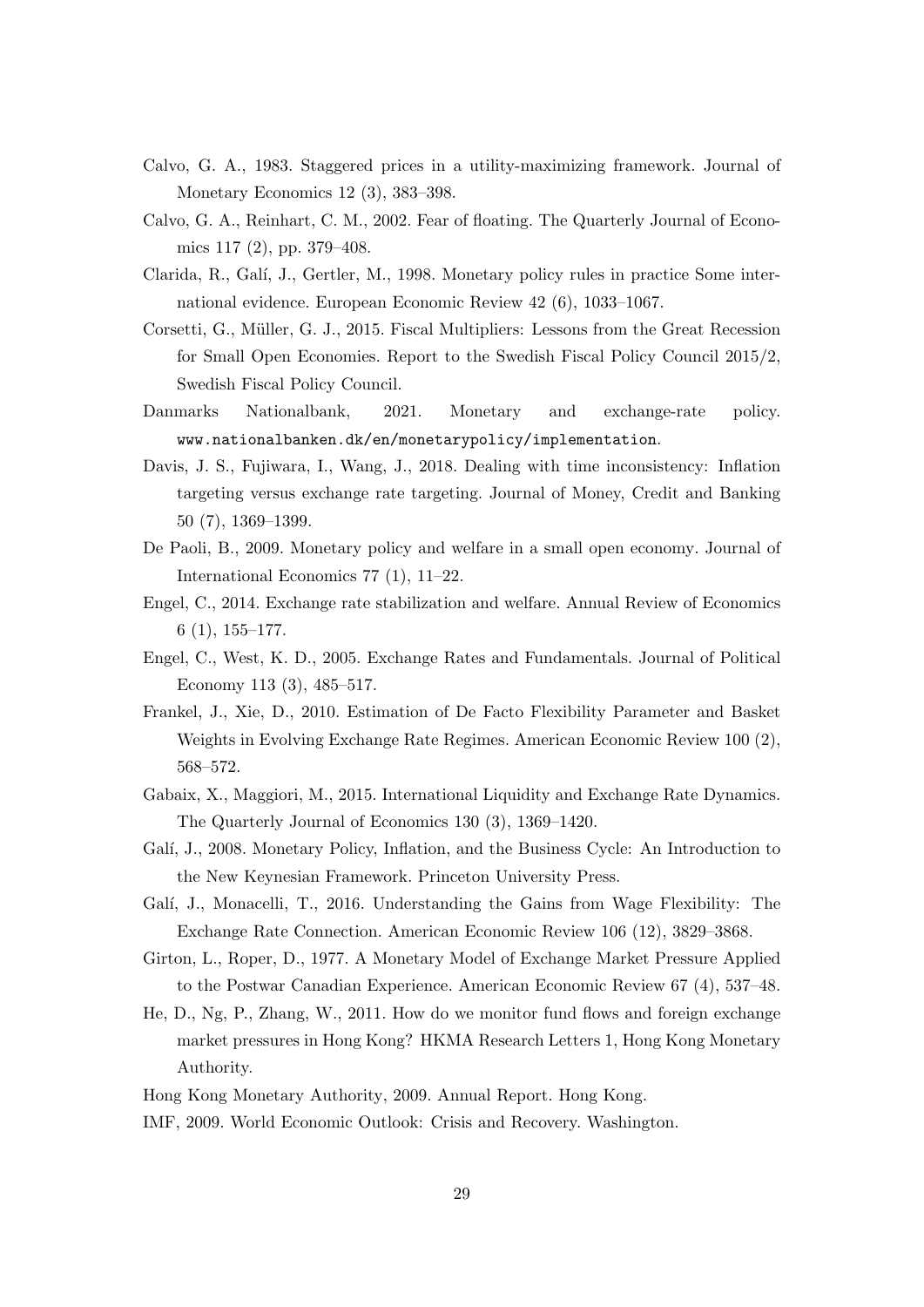Calvo, G. A., 1983. Staggered prices in a utility-maximizing framework. Journal of Monetary Economics 12 (3), 383–398.

Calvo, G. A., Reinhart, C. M., 2002. Fear of floating. The Quarterly Journal of Economics 117 (2), pp. 379–408.

Clarida, R., Galí, J., Gertler, M., 1998. Monetary policy rules in practice Some international evidence. European Economic Review 42 (6), 1033–1067.

Corsetti, G., Müller, G. J., 2015. Fiscal Multipliers: Lessons from the Great Recession for Small Open Economies. Report to the Swedish Fiscal Policy Council 2015/2, Swedish Fiscal Policy Council.

Danmarks Nationalbank, 2021. Monetary and exchange-rate policy. `www.nationalbanken.dk/en/monetarypolicy/implementation`.

Davis, J. S., Fujiwara, I., Wang, J., 2018. Dealing with time inconsistency: Inflation targeting versus exchange rate targeting. Journal of Money, Credit and Banking 50 (7), 1369–1399.

De Paoli, B., 2009. Monetary policy and welfare in a small open economy. Journal of International Economics 77 (1), 11–22.

Engel, C., 2014. Exchange rate stabilization and welfare. Annual Review of Economics 6 (1), 155–177.

Engel, C., West, K. D., 2005. Exchange Rates and Fundamentals. Journal of Political Economy 113 (3), 485–517.

Frankel, J., Xie, D., 2010. Estimation of De Facto Flexibility Parameter and Basket Weights in Evolving Exchange Rate Regimes. American Economic Review 100 (2), 568–572.

Gabaix, X., Maggiori, M., 2015. International Liquidity and Exchange Rate Dynamics. The Quarterly Journal of Economics 130 (3), 1369–1420.

Galí, J., 2008. Monetary Policy, Inflation, and the Business Cycle: An Introduction to the New Keynesian Framework. Princeton University Press.

Galí, J., Monacelli, T., 2016. Understanding the Gains from Wage Flexibility: The Exchange Rate Connection. American Economic Review 106 (12), 3829–3868.

Girton, L., Roper, D., 1977. A Monetary Model of Exchange Market Pressure Applied to the Postwar Canadian Experience. American Economic Review 67 (4), 537–48.

He, D., Ng, P., Zhang, W., 2011. How do we monitor fund flows and foreign exchange market pressures in Hong Kong? HKMA Research Letters 1, Hong Kong Monetary Authority.

Hong Kong Monetary Authority, 2009. Annual Report. Hong Kong.

IMF, 2009. World Economic Outlook: Crisis and Recovery. Washington.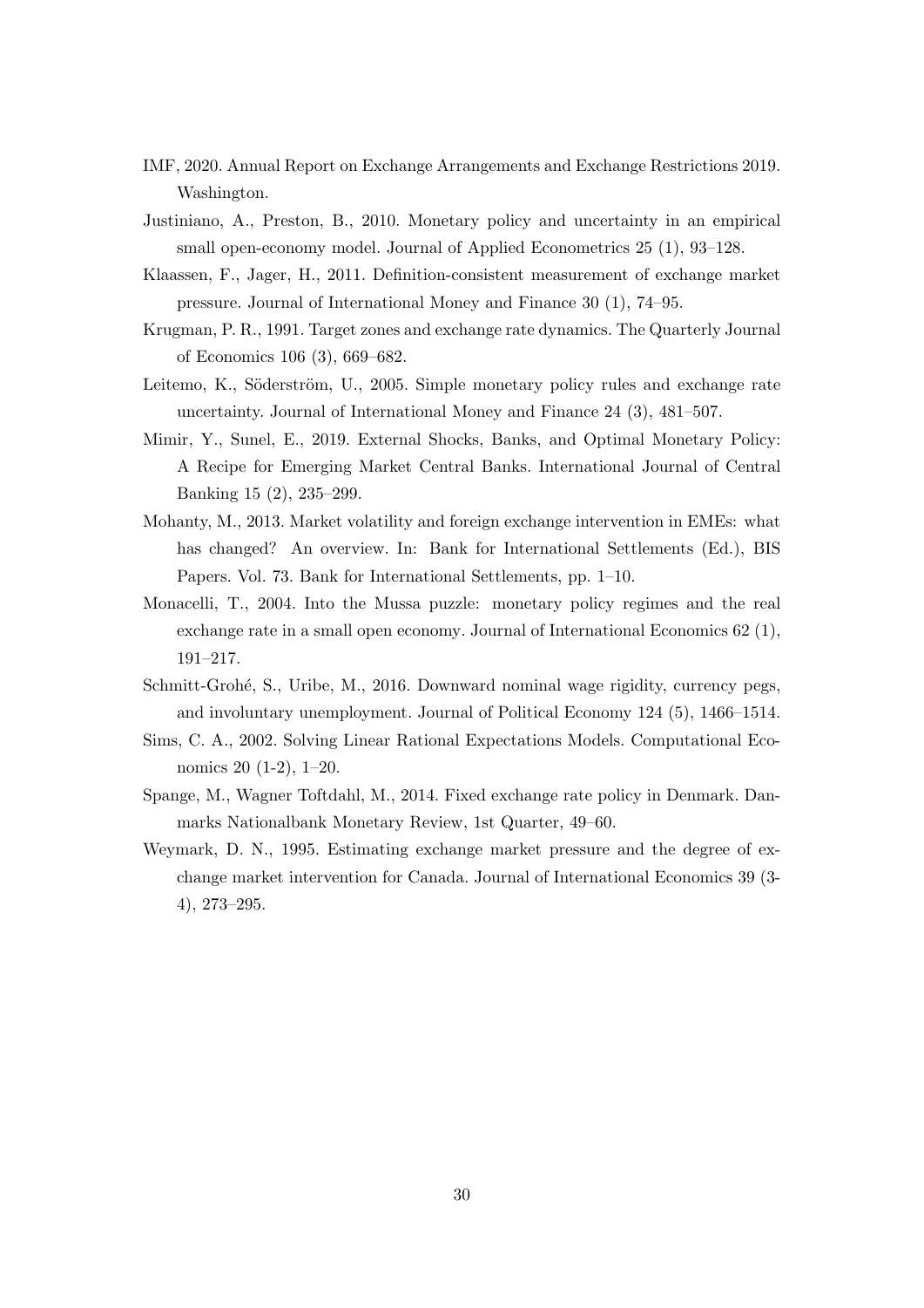IMF, 2020. Annual Report on Exchange Arrangements and Exchange Restrictions 2019. Washington.

Justiniano, A., Preston, B., 2010. Monetary policy and uncertainty in an empirical small open-economy model. Journal of Applied Econometrics 25 (1), 93–128.

Klaassen, F., Jager, H., 2011. Definition-consistent measurement of exchange market pressure. Journal of International Money and Finance 30 (1), 74–95.

Krugman, P. R., 1991. Target zones and exchange rate dynamics. The Quarterly Journal of Economics 106 (3), 669–682.

Leitemo, K., Söderström, U., 2005. Simple monetary policy rules and exchange rate uncertainty. Journal of International Money and Finance 24 (3), 481–507.

Mimir, Y., Sunel, E., 2019. External Shocks, Banks, and Optimal Monetary Policy: A Recipe for Emerging Market Central Banks. International Journal of Central Banking 15 (2), 235–299.

Mohanty, M., 2013. Market volatility and foreign exchange intervention in EMEs: what has changed? An overview. In: Bank for International Settlements (Ed.), BIS Papers. Vol. 73. Bank for International Settlements, pp. 1–10.

Monacelli, T., 2004. Into the Mussa puzzle: monetary policy regimes and the real exchange rate in a small open economy. Journal of International Economics 62 (1), 191–217.

Schmitt-Grohé, S., Uribe, M., 2016. Downward nominal wage rigidity, currency pegs, and involuntary unemployment. Journal of Political Economy 124 (5), 1466–1514.

Sims, C. A., 2002. Solving Linear Rational Expectations Models. Computational Economics 20 (1-2), 1–20.

Spange, M., Wagner Toftdahl, M., 2014. Fixed exchange rate policy in Denmark. Danmarks Nationalbank Monetary Review, 1st Quarter, 49–60.

Weymark, D. N., 1995. Estimating exchange market pressure and the degree of exchange market intervention for Canada. Journal of International Economics 39 (3-4), 273–295.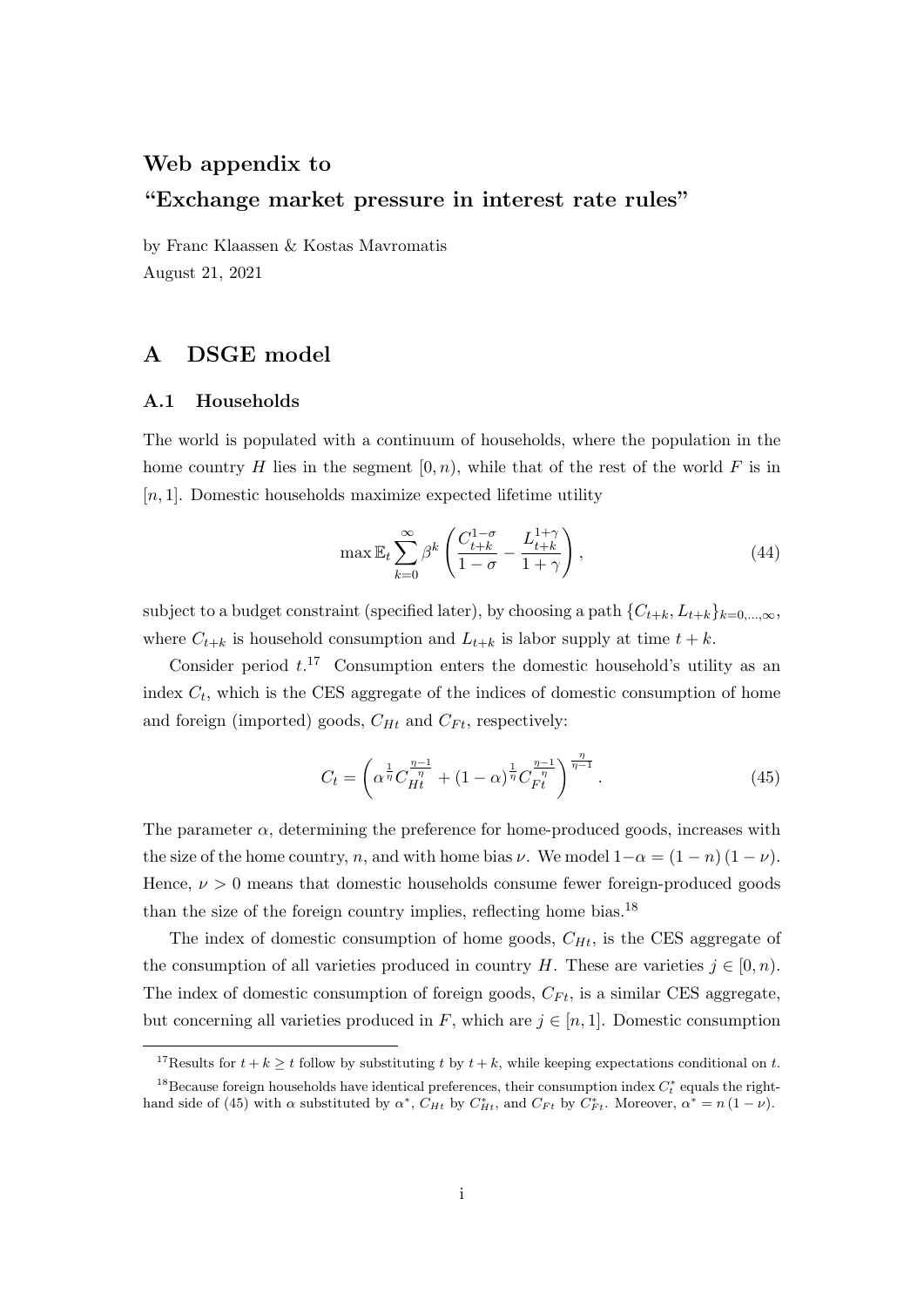**Web appendix to**

**"Exchange market pressure in interest rate rules"**

by Franc Klaassen & Kostas Mavromatis
August 21, 2021

# A DSGE model

## A.1 Households

The world is populated with a continuum of households, where the population in the home country $H$ lies in the segment $[0, n)$, while that of the rest of the world $F$ is in $[n, 1]$. Domestic households maximize expected lifetime utility

$$\max \mathbb{E}_t \sum_{k=0}^{\infty} \beta^k \left( \frac{C_{t+k}^{1-\sigma}}{1-\sigma} - \frac{L_{t+k}^{1+\gamma}}{1+\gamma} \right), \tag{44}$$

subject to a budget constraint (specified later), by choosing a path $\{C_{t+k}, L_{t+k}\}_{k=0,\dots,\infty}$, where $C_{t+k}$ is household consumption and $L_{t+k}$ is labor supply at time $t+k$.

Consider period $t$.[17] Consumption enters the domestic household's utility as an index $C_t$, which is the CES aggregate of the indices of domestic consumption of home and foreign (imported) goods, $C_{Ht}$ and $C_{Ft}$, respectively:

$$C_t = \left( \alpha^{\frac{1}{\eta}} C_{Ht}^{\frac{\eta-1}{\eta}} + (1-\alpha)^{\frac{1}{\eta}} C_{Ft}^{\frac{\eta-1}{\eta}} \right)^{\frac{\eta}{\eta-1}}. \tag{45}$$

The parameter $\alpha$, determining the preference for home-produced goods, increases with the size of the home country, $n$, and with home bias $\nu$. We model $1-\alpha = (1-n)(1-\nu)$. Hence, $\nu > 0$ means that domestic households consume fewer foreign-produced goods than the size of the foreign country implies, reflecting home bias.[18]

The index of domestic consumption of home goods, $C_{Ht}$, is the CES aggregate of the consumption of all varieties produced in country $H$. These are varieties $j \in [0, n)$. The index of domestic consumption of foreign goods, $C_{Ft}$, is a similar CES aggregate, but concerning all varieties produced in $F$, which are $j \in [n, 1]$. Domestic consumption

[17] Results for $t + k \geq t$ follow by substituting $t$ by $t + k$, while keeping expectations conditional on $t$.

[18] Because foreign households have identical preferences, their consumption index $C_t^*$ equals the right-hand side of (45) with $\alpha$ substituted by $\alpha^*$, $C_{Ht}$ by $C_{Ht}^*$, and $C_{Ft}$ by $C_{Ft}^*$. Moreover, $\alpha^* = n(1-\nu)$.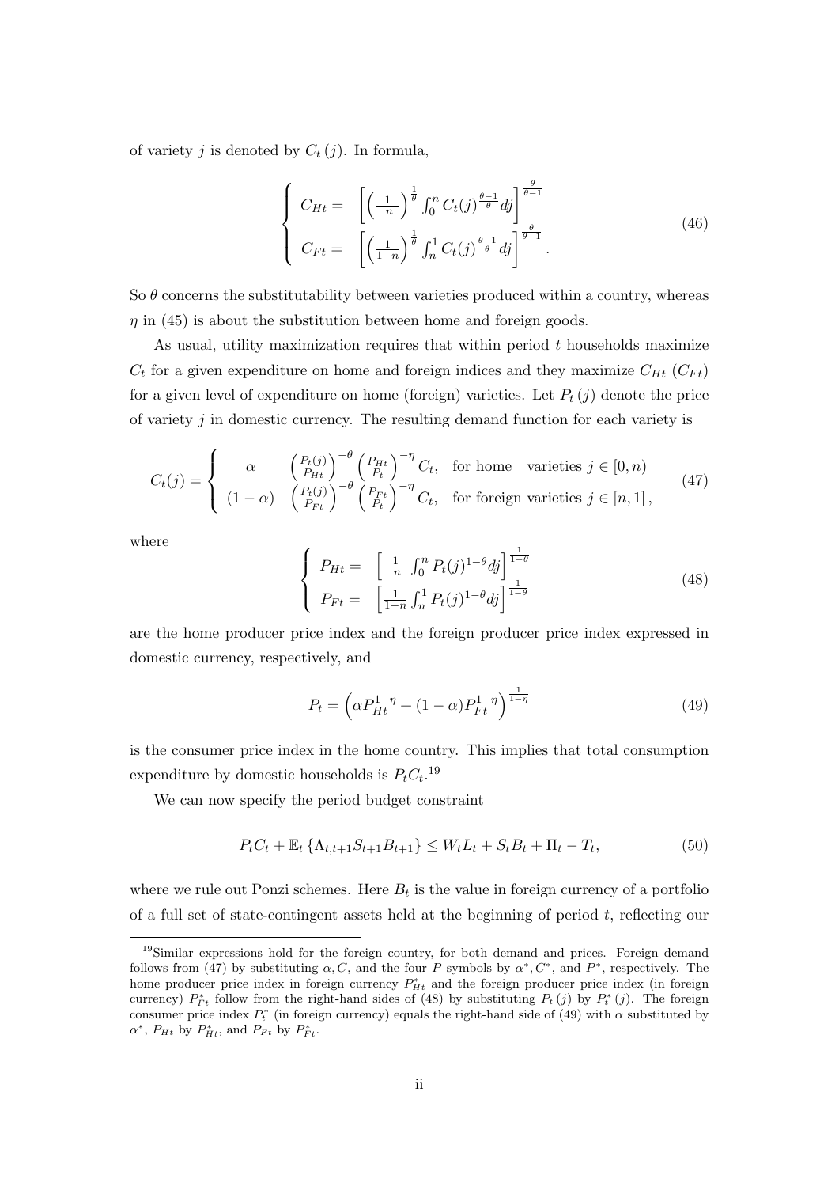of variety $j$ is denoted by $C_t(j)$. In formula,

$$\begin{cases} C_{Ht} = & \left[\left(\frac{1}{n}\right)^{\frac{1}{\theta}} \int_0^n C_t(j)^{\frac{\theta-1}{\theta}} dj\right]^{\frac{\theta}{\theta-1}} \\ C_{Ft} = & \left[\left(\frac{1}{1-n}\right)^{\frac{1}{\theta}} \int_n^1 C_t(j)^{\frac{\theta-1}{\theta}} dj\right]^{\frac{\theta}{\theta-1}}. \end{cases} \tag{46}$$

So $\theta$ concerns the substitutability between varieties produced within a country, whereas $\eta$ in (45) is about the substitution between home and foreign goods.

As usual, utility maximization requires that within period $t$ households maximize $C_t$ for a given expenditure on home and foreign indices and they maximize $C_{Ht}$ ($C_{Ft}$) for a given level of expenditure on home (foreign) varieties. Let $P_t(j)$ denote the price of variety $j$ in domestic currency. The resulting demand function for each variety is

$$C_t(j) = \begin{cases} \alpha & \left(\frac{P_t(j)}{P_{Ht}}\right)^{-\theta} \left(\frac{P_{Ht}}{P_t}\right)^{-\eta} C_t, \quad \text{for home} \quad \text{varieties } j \in [0, n) \\ (1-\alpha) & \left(\frac{P_t(j)}{P_{Ft}}\right)^{-\theta} \left(\frac{P_{Ft}}{P_t}\right)^{-\eta} C_t, \quad \text{for foreign varieties } j \in [n, 1], \end{cases} \tag{47}$$

where

$$\begin{cases} P_{Ht} = & \left[\frac{1}{n} \int_0^n P_t(j)^{1-\theta} dj\right]^{\frac{1}{1-\theta}} \\ P_{Ft} = & \left[\frac{1}{1-n} \int_n^1 P_t(j)^{1-\theta} dj\right]^{\frac{1}{1-\theta}} \end{cases} \tag{48}$$

are the home producer price index and the foreign producer price index expressed in domestic currency, respectively, and

$$P_t = \left(\alpha P_{Ht}^{1-\eta} + (1-\alpha) P_{Ft}^{1-\eta}\right)^{\frac{1}{1-\eta}} \tag{49}$$

is the consumer price index in the home country. This implies that total consumption expenditure by domestic households is $P_t C_t$.[19]

We can now specify the period budget constraint

$$P_t C_t + \mathbb{E}_t \left\{\Lambda_{t,t+1} S_{t+1} B_{t+1}\right\} \leq W_t L_t + S_t B_t + \Pi_t - T_t, \tag{50}$$

where we rule out Ponzi schemes. Here $B_t$ is the value in foreign currency of a portfolio of a full set of state-contingent assets held at the beginning of period $t$, reflecting our

---

[19] Similar expressions hold for the foreign country, for both demand and prices. Foreign demand follows from (47) by substituting $\alpha, C$, and the four $P$ symbols by $\alpha^*, C^*$, and $P^*$, respectively. The home producer price index in foreign currency $P_{Ht}^*$ and the foreign producer price index (in foreign currency) $P_{Ft}^*$ follow from the right-hand sides of (48) by substituting $P_t(j)$ by $P_t^*(j)$. The foreign consumer price index $P_t^*$ (in foreign currency) equals the right-hand side of (49) with $\alpha$ substituted by $\alpha^*$, $P_{Ht}$ by $P_{Ht}^*$, and $P_{Ft}$ by $P_{Ft}^*$.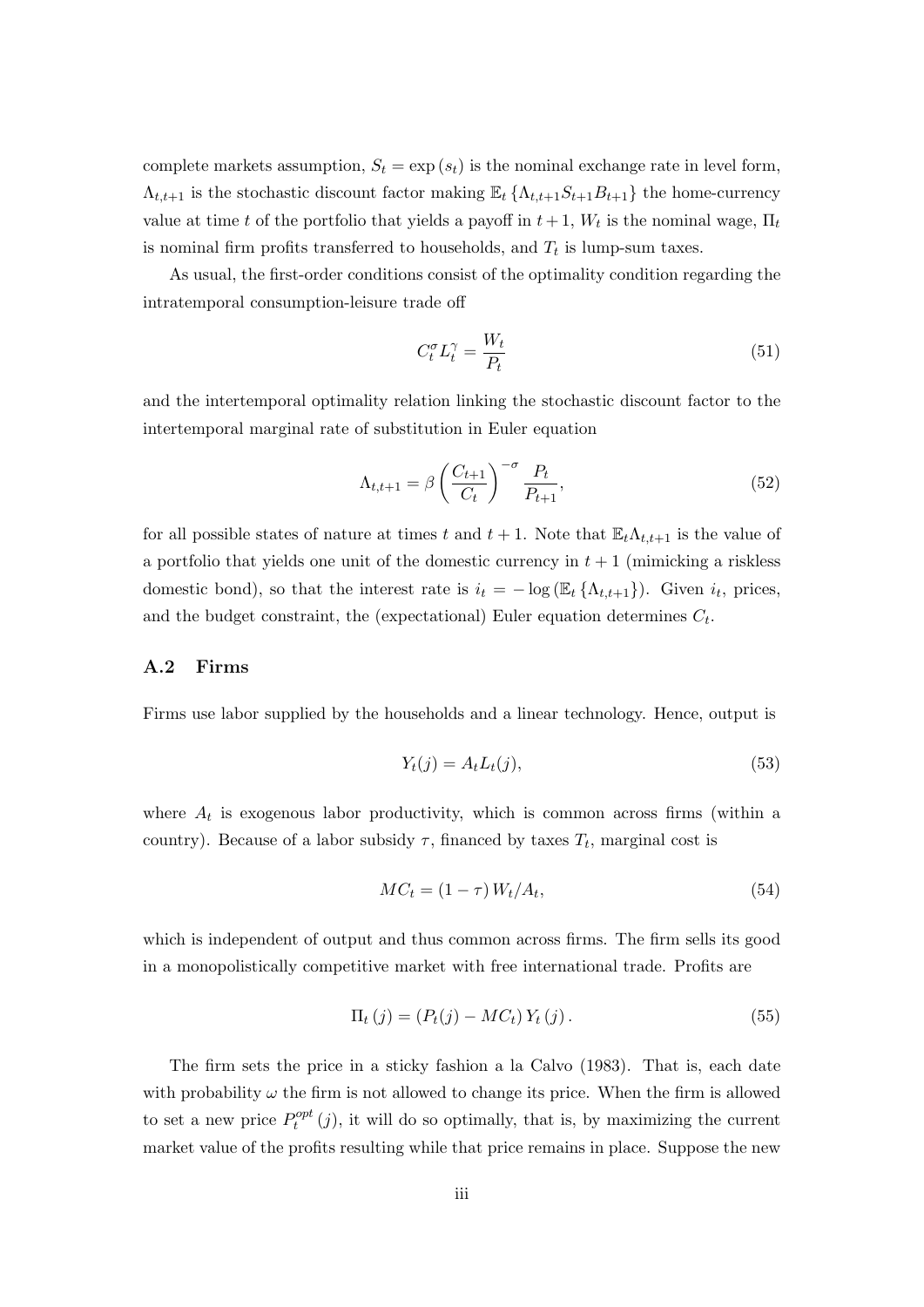complete markets assumption, $S_t = \exp(s_t)$ is the nominal exchange rate in level form, $\Lambda_{t,t+1}$ is the stochastic discount factor making $\mathbb{E}_t \{\Lambda_{t,t+1} S_{t+1} B_{t+1}\}$ the home-currency value at time $t$ of the portfolio that yields a payoff in $t+1$, $W_t$ is the nominal wage, $\Pi_t$ is nominal firm profits transferred to households, and $T_t$ is lump-sum taxes.

As usual, the first-order conditions consist of the optimality condition regarding the intratemporal consumption-leisure trade off

$$C_t^{\sigma} L_t^{\gamma} = \frac{W_t}{P_t} \tag{51}$$

and the intertemporal optimality relation linking the stochastic discount factor to the intertemporal marginal rate of substitution in Euler equation

$$\Lambda_{t,t+1} = \beta \left( \frac{C_{t+1}}{C_t} \right)^{-\sigma} \frac{P_t}{P_{t+1}}, \tag{52}$$

for all possible states of nature at times $t$ and $t+1$. Note that $\mathbb{E}_t \Lambda_{t,t+1}$ is the value of a portfolio that yields one unit of the domestic currency in $t+1$ (mimicking a riskless domestic bond), so that the interest rate is $i_t = -\log(\mathbb{E}_t \{\Lambda_{t,t+1}\})$. Given $i_t$, prices, and the budget constraint, the (expectational) Euler equation determines $C_t$.

### A.2 Firms

Firms use labor supplied by the households and a linear technology. Hence, output is

$$Y_t(j) = A_t L_t(j), \tag{53}$$

where $A_t$ is exogenous labor productivity, which is common across firms (within a country). Because of a labor subsidy $\tau$, financed by taxes $T_t$, marginal cost is

$$MC_t = (1 - \tau) W_t / A_t, \tag{54}$$

which is independent of output and thus common across firms. The firm sells its good in a monopolistically competitive market with free international trade. Profits are

$$\Pi_t(j) = (P_t(j) - MC_t) Y_t(j). \tag{55}$$

The firm sets the price in a sticky fashion a la Calvo (1983). That is, each date with probability $\omega$ the firm is not allowed to change its price. When the firm is allowed to set a new price $P_t^{opt}(j)$, it will do so optimally, that is, by maximizing the current market value of the profits resulting while that price remains in place. Suppose the new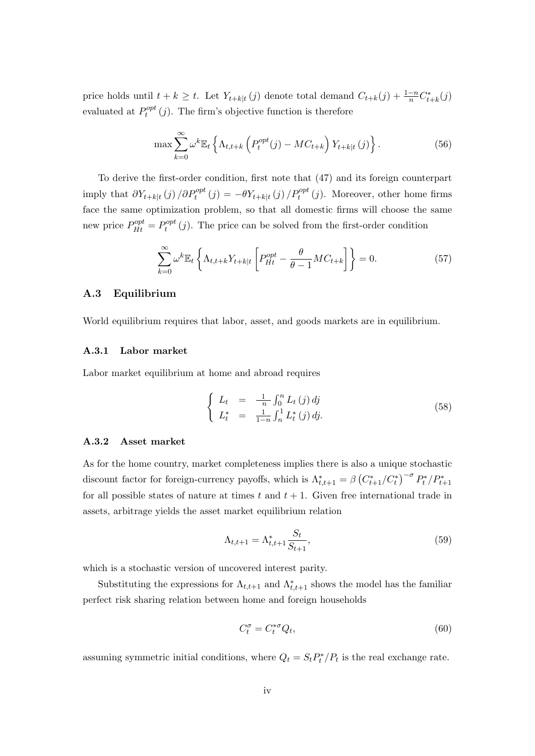price holds until $t + k \geq t$. Let $Y_{t+k|t}(j)$ denote total demand $C_{t+k}(j) + \frac{1-n}{n} C^*_{t+k}(j)$ evaluated at $P^{opt}_t(j)$. The firm's objective function is therefore

$$\max \sum_{k=0}^{\infty} \omega^k \mathbb{E}_t \left\{ \Lambda_{t,t+k} \left( P^{opt}_t(j) - MC_{t+k} \right) Y_{t+k|t}(j) \right\}. \tag{56}$$

To derive the first-order condition, first note that (47) and its foreign counterpart imply that $\partial Y_{t+k|t}(j) / \partial P^{opt}_t(j) = -\theta Y_{t+k|t}(j) / P^{opt}_t(j)$. Moreover, other home firms face the same optimization problem, so that all domestic firms will choose the same new price $P^{opt}_{Ht} = P^{opt}_t(j)$. The price can be solved from the first-order condition

$$\sum_{k=0}^{\infty} \omega^k \mathbb{E}_t \left\{ \Lambda_{t,t+k} Y_{t+k|t} \left[ P^{opt}_{Ht} - \frac{\theta}{\theta - 1} MC_{t+k} \right] \right\} = 0. \tag{57}$$

### A.3 Equilibrium

World equilibrium requires that labor, asset, and goods markets are in equilibrium.

#### A.3.1 Labor market

Labor market equilibrium at home and abroad requires

$$\begin{cases} L_t &= \frac{1}{n} \int_0^n L_t(j)\, dj \\ L^*_t &= \frac{1}{1-n} \int_n^1 L^*_t(j)\, dj. \end{cases} \tag{58}$$

#### A.3.2 Asset market

As for the home country, market completeness implies there is also a unique stochastic discount factor for foreign-currency payoffs, which is $\Lambda^*_{t,t+1} = \beta \left( C^*_{t+1}/C^*_t \right)^{-\sigma} P^*_t / P^*_{t+1}$ for all possible states of nature at times $t$ and $t+1$. Given free international trade in assets, arbitrage yields the asset market equilibrium relation

$$\Lambda_{t,t+1} = \Lambda^*_{t,t+1} \frac{S_t}{S_{t+1}}, \tag{59}$$

which is a stochastic version of uncovered interest parity.

Substituting the expressions for $\Lambda_{t,t+1}$ and $\Lambda^*_{t,t+1}$ shows the model has the familiar perfect risk sharing relation between home and foreign households

$$C^{\sigma}_t = C^{*\sigma}_t Q_t, \tag{60}$$

assuming symmetric initial conditions, where $Q_t = S_t P^*_t / P_t$ is the real exchange rate.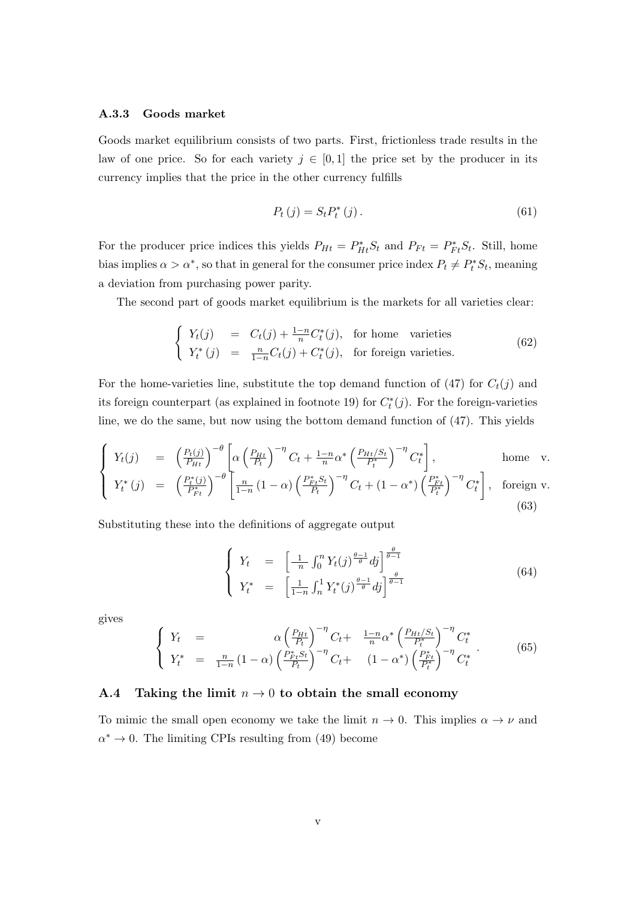### A.3.3 Goods market

Goods market equilibrium consists of two parts. First, frictionless trade results in the law of one price. So for each variety $j \in [0,1]$ the price set by the producer in its currency implies that the price in the other currency fulfills

$$P_t(j) = S_t P_t^*(j). \tag{61}$$

For the producer price indices this yields $P_{Ht} = P_{Ht}^* S_t$ and $P_{Ft} = P_{Ft}^* S_t$. Still, home bias implies $\alpha > \alpha^*$, so that in general for the consumer price index $P_t \neq P_t^* S_t$, meaning a deviation from purchasing power parity.

The second part of goods market equilibrium is the markets for all varieties clear:

$$\begin{cases} Y_t(j) &= C_t(j) + \frac{1-n}{n} C_t^*(j), \quad \text{for home varieties} \\ Y_t^*(j) &= \frac{n}{1-n} C_t(j) + C_t^*(j), \quad \text{for foreign varieties.} \end{cases} \tag{62}$$

For the home-varieties line, substitute the top demand function of (47) for $C_t(j)$ and its foreign counterpart (as explained in footnote 19) for $C_t^*(j)$. For the foreign-varieties line, we do the same, but now using the bottom demand function of (47). This yields

$$\begin{cases} Y_t(j) &= \left(\frac{P_t(j)}{P_{Ht}}\right)^{-\theta} \left[\alpha \left(\frac{P_{Ht}}{P_t}\right)^{-\eta} C_t + \frac{1-n}{n}\alpha^* \left(\frac{P_{Ht}/S_t}{P_t^*}\right)^{-\eta} C_t^*\right], & \text{home v.} \\ Y_t^*(j) &= \left(\frac{P_t^*(j)}{P_{Ft}^*}\right)^{-\theta} \left[\frac{n}{1-n}(1-\alpha)\left(\frac{P_{Ft}^* S_t}{P_t}\right)^{-\eta} C_t + (1-\alpha^*)\left(\frac{P_{Ft}^*}{P_t^*}\right)^{-\eta} C_t^*\right], & \text{foreign v.} \end{cases} \tag{63}$$

Substituting these into the definitions of aggregate output

$$\begin{cases} Y_t &= \left[\frac{1}{n}\int_0^n Y_t(j)^{\frac{\theta-1}{\theta}} dj\right]^{\frac{\theta}{\theta-1}} \\ Y_t^* &= \left[\frac{1}{1-n}\int_n^1 Y_t^*(j)^{\frac{\theta-1}{\theta}} dj\right]^{\frac{\theta}{\theta-1}} \end{cases} \tag{64}$$

gives

$$\begin{cases} Y_t &= \alpha \left(\frac{P_{Ht}}{P_t}\right)^{-\eta} C_t + \frac{1-n}{n}\alpha^* \left(\frac{P_{Ht}/S_t}{P_t^*}\right)^{-\eta} C_t^* \\ Y_t^* &= \frac{n}{1-n}(1-\alpha)\left(\frac{P_{Ft}^* S_t}{P_t}\right)^{-\eta} C_t + (1-\alpha^*)\left(\frac{P_{Ft}^*}{P_t^*}\right)^{-\eta} C_t^* \end{cases}. \tag{65}$$

## A.4 Taking the limit $n \to 0$ to obtain the small economy

To mimic the small open economy we take the limit $n \to 0$. This implies $\alpha \to \nu$ and $\alpha^* \to 0$. The limiting CPIs resulting from (49) become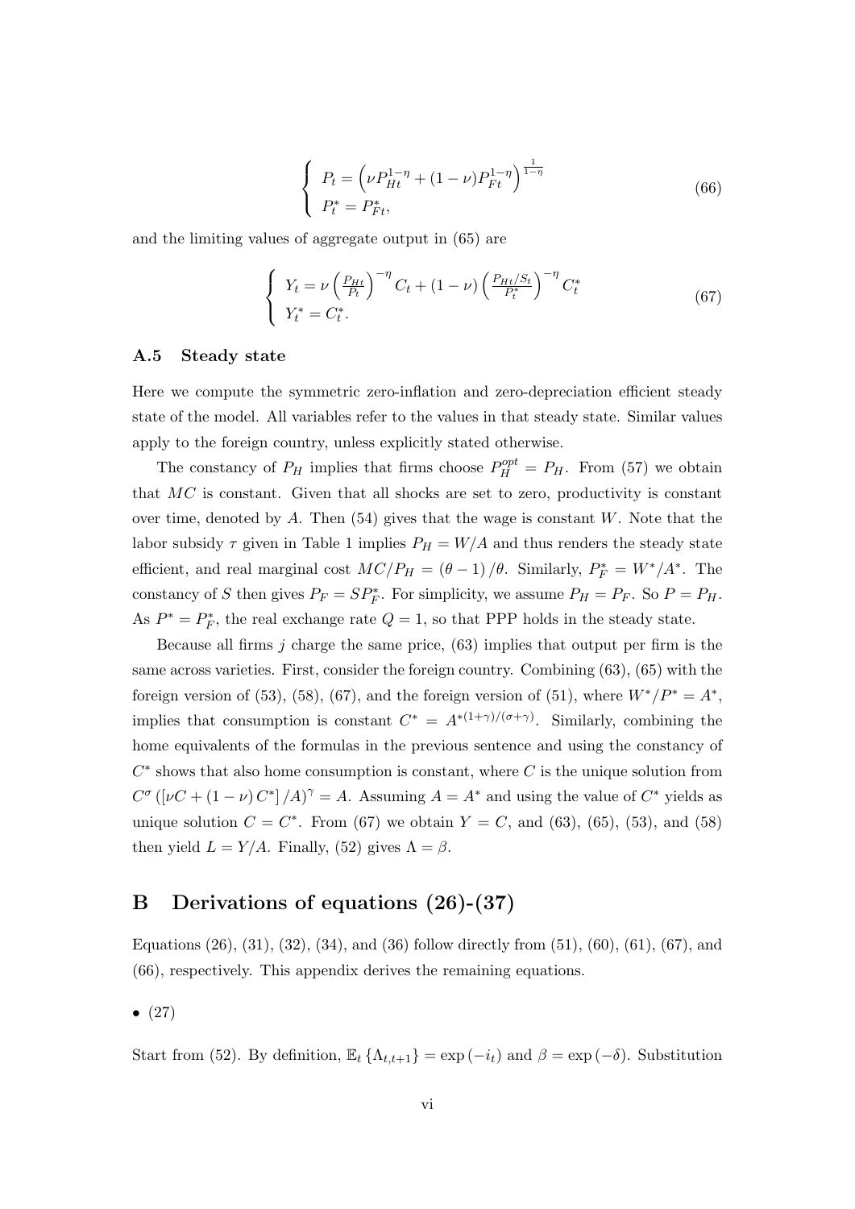$$
\begin{cases} P_t = \left( \nu P_{Ht}^{1-\eta} + (1-\nu) P_{Ft}^{1-\eta} \right)^{\frac{1}{1-\eta}} \\ P_t^* = P_{Ft}^*, \end{cases} \tag{66}
$$

and the limiting values of aggregate output in (65) are

$$
\begin{cases} Y_t = \nu \left( \frac{P_{Ht}}{P_t} \right)^{-\eta} C_t + (1-\nu) \left( \frac{P_{Ht}/S_t}{P_t^*} \right)^{-\eta} C_t^* \\ Y_t^* = C_t^*. \end{cases} \tag{67}
$$

### A.5 Steady state

Here we compute the symmetric zero-inflation and zero-depreciation efficient steady state of the model. All variables refer to the values in that steady state. Similar values apply to the foreign country, unless explicitly stated otherwise.

The constancy of $P_H$ implies that firms choose $P_H^{opt} = P_H$. From (57) we obtain that $MC$ is constant. Given that all shocks are set to zero, productivity is constant over time, denoted by $A$. Then (54) gives that the wage is constant $W$. Note that the labor subsidy $\tau$ given in Table 1 implies $P_H = W/A$ and thus renders the steady state efficient, and real marginal cost $MC/P_H = (\theta - 1)/\theta$. Similarly, $P_F^* = W^*/A^*$. The constancy of $S$ then gives $P_F = SP_F^*$. For simplicity, we assume $P_H = P_F$. So $P = P_H$. As $P^* = P_F^*$, the real exchange rate $Q = 1$, so that PPP holds in the steady state.

Because all firms $j$ charge the same price, (63) implies that output per firm is the same across varieties. First, consider the foreign country. Combining (63), (65) with the foreign version of (53), (58), (67), and the foreign version of (51), where $W^*/P^* = A^*$, implies that consumption is constant $C^* = A^{*(1+\gamma)/(\sigma+\gamma)}$. Similarly, combining the home equivalents of the formulas in the previous sentence and using the constancy of $C^*$ shows that also home consumption is constant, where $C$ is the unique solution from $C^\sigma \left( \left[ \nu C + (1-\nu) C^* \right] /A \right)^\gamma = A$. Assuming $A = A^*$ and using the value of $C^*$ yields as unique solution $C = C^*$. From (67) we obtain $Y = C$, and (63), (65), (53), and (58) then yield $L = Y/A$. Finally, (52) gives $\Lambda = \beta$.

## B Derivations of equations (26)-(37)

Equations (26), (31), (32), (34), and (36) follow directly from (51), (60), (61), (67), and (66), respectively. This appendix derives the remaining equations.

- (27)

Start from (52). By definition, $\mathbb{E}_t \{\Lambda_{t,t+1}\} = \exp(-i_t)$ and $\beta = \exp(-\delta)$. Substitution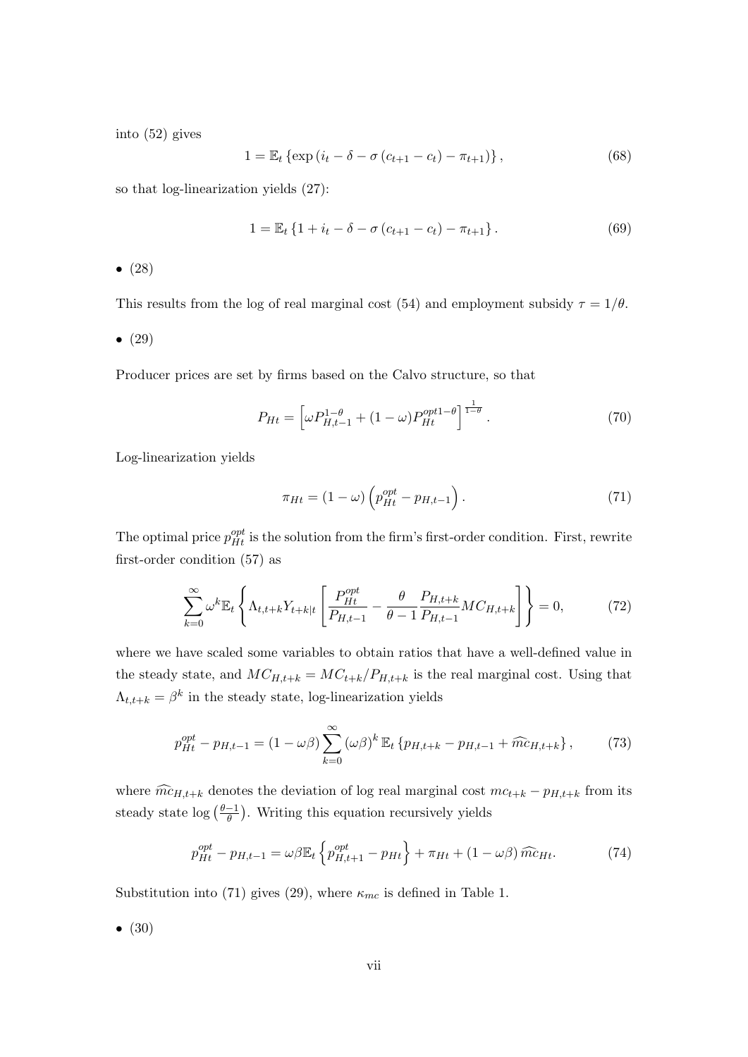into (52) gives

$$1 = \mathbb{E}_t \left\{ \exp \left( i_t - \delta - \sigma \left( c_{t+1} - c_t \right) - \pi_{t+1} \right) \right\}, \tag{68}$$

so that log-linearization yields (27):

$$1 = \mathbb{E}_t \left\{ 1 + i_t - \delta - \sigma \left( c_{t+1} - c_t \right) - \pi_{t+1} \right\}. \tag{69}$$

- (28)

This results from the log of real marginal cost (54) and employment subsidy $\tau = 1/\theta$.

- (29)

Producer prices are set by firms based on the Calvo structure, so that

$$P_{Ht} = \left[ \omega P_{H,t-1}^{1-\theta} + (1-\omega) P_{Ht}^{opt1-\theta} \right]^{\frac{1}{1-\theta}}. \tag{70}$$

Log-linearization yields

$$\pi_{Ht} = (1-\omega) \left( p_{Ht}^{opt} - p_{H,t-1} \right). \tag{71}$$

The optimal price $p_{Ht}^{opt}$ is the solution from the firm's first-order condition. First, rewrite first-order condition (57) as

$$\sum_{k=0}^{\infty} \omega^k \mathbb{E}_t \left\{ \Lambda_{t,t+k} Y_{t+k|t} \left[ \frac{P_{Ht}^{opt}}{P_{H,t-1}} - \frac{\theta}{\theta-1} \frac{P_{H,t+k}}{P_{H,t-1}} MC_{H,t+k} \right] \right\} = 0, \tag{72}$$

where we have scaled some variables to obtain ratios that have a well-defined value in the steady state, and $MC_{H,t+k} = MC_{t+k}/P_{H,t+k}$ is the real marginal cost. Using that $\Lambda_{t,t+k} = \beta^k$ in the steady state, log-linearization yields

$$p_{Ht}^{opt} - p_{H,t-1} = (1-\omega\beta) \sum_{k=0}^{\infty} (\omega\beta)^k \mathbb{E}_t \left\{ p_{H,t+k} - p_{H,t-1} + \widehat{mc}_{H,t+k} \right\}, \tag{73}$$

where $\widehat{mc}_{H,t+k}$ denotes the deviation of log real marginal cost $mc_{t+k} - p_{H,t+k}$ from its steady state $\log\left(\frac{\theta-1}{\theta}\right)$. Writing this equation recursively yields

$$p_{Ht}^{opt} - p_{H,t-1} = \omega\beta \mathbb{E}_t \left\{ p_{H,t+1}^{opt} - p_{Ht} \right\} + \pi_{Ht} + (1-\omega\beta) \widehat{mc}_{Ht}. \tag{74}$$

Substitution into (71) gives (29), where $\kappa_{mc}$ is defined in Table 1.

- (30)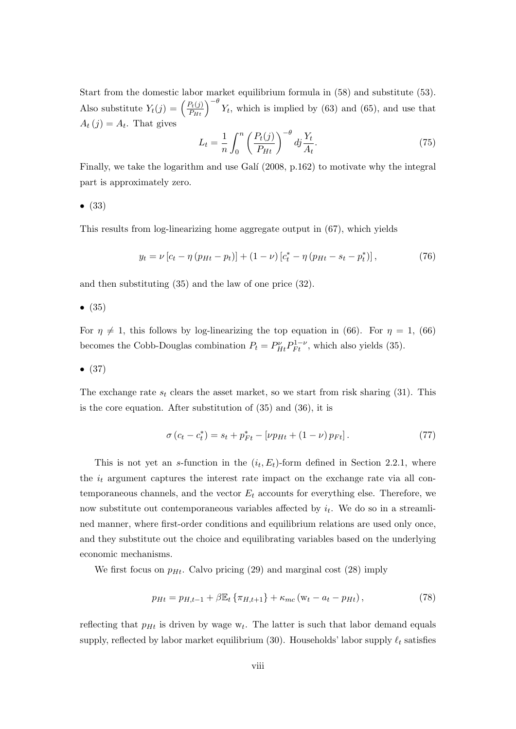Start from the domestic labor market equilibrium formula in (58) and substitute (53). Also substitute $Y_t(j) = \left(\frac{P_t(j)}{P_{Ht}}\right)^{-\theta} Y_t$, which is implied by (63) and (65), and use that $A_t(j) = A_t$. That gives

$$L_t = \frac{1}{n} \int_0^n \left(\frac{P_t(j)}{P_{Ht}}\right)^{-\theta} dj \frac{Y_t}{A_t}. \tag{75}$$

Finally, we take the logarithm and use Galí (2008, p.162) to motivate why the integral part is approximately zero.

- (33)

This results from log-linearizing home aggregate output in (67), which yields

$$y_t = \nu \left[c_t - \eta \left(p_{Ht} - p_t\right)\right] + (1-\nu)\left[c_t^* - \eta \left(p_{Ht} - s_t - p_t^*\right)\right], \tag{76}$$

and then substituting (35) and the law of one price (32).

- (35)

For $\eta \neq 1$, this follows by log-linearizing the top equation in (66). For $\eta = 1$, (66) becomes the Cobb-Douglas combination $P_t = P_{Ht}^{\nu} P_{Ft}^{1-\nu}$, which also yields (35).

- (37)

The exchange rate $s_t$ clears the asset market, so we start from risk sharing (31). This is the core equation. After substitution of (35) and (36), it is

$$\sigma \left(c_t - c_t^*\right) = s_t + p_{Ft}^* - \left[\nu p_{Ht} + (1-\nu) p_{Ft}\right]. \tag{77}$$

This is not yet an $s$-function in the $(i_t, E_t)$-form defined in Section 2.2.1, where the $i_t$ argument captures the interest rate impact on the exchange rate via all contemporaneous channels, and the vector $E_t$ accounts for everything else. Therefore, we now substitute out contemporaneous variables affected by $i_t$. We do so in a streamlined manner, where first-order conditions and equilibrium relations are used only once, and they substitute out the choice and equilibrating variables based on the underlying economic mechanisms.

We first focus on $p_{Ht}$. Calvo pricing (29) and marginal cost (28) imply

$$p_{Ht} = p_{H,t-1} + \beta \mathbb{E}_t \left\{\pi_{H,t+1}\right\} + \kappa_{mc} \left(\mathrm{w}_t - a_t - p_{Ht}\right), \tag{78}$$

reflecting that $p_{Ht}$ is driven by wage $\mathrm{w}_t$. The latter is such that labor demand equals supply, reflected by labor market equilibrium (30). Households' labor supply $\ell_t$ satisfies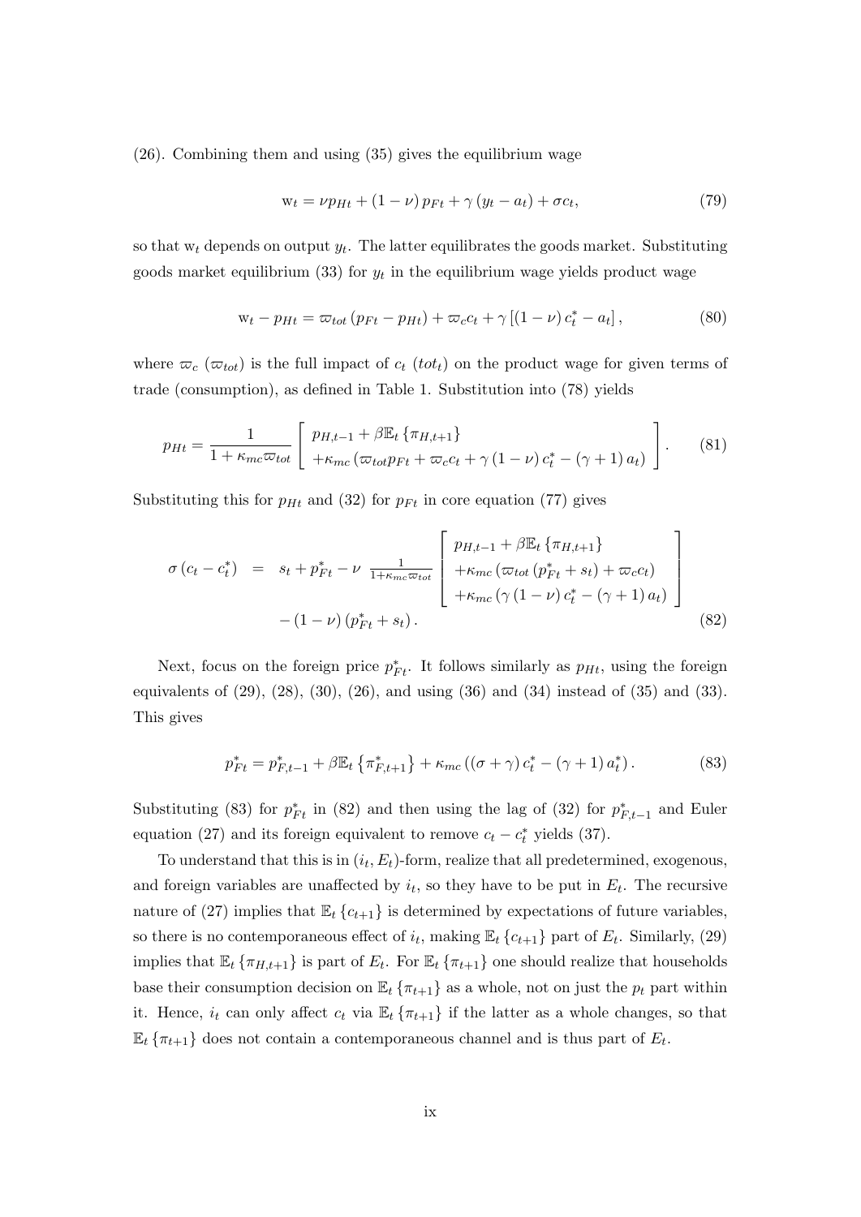(26). Combining them and using (35) gives the equilibrium wage

$$\mathrm{w}_t = \nu p_{Ht} + (1-\nu) p_{Ft} + \gamma (y_t - a_t) + \sigma c_t, \tag{79}$$

so that $\mathrm{w}_t$ depends on output $y_t$. The latter equilibrates the goods market. Substituting goods market equilibrium (33) for $y_t$ in the equilibrium wage yields product wage

$$\mathrm{w}_t - p_{Ht} = \varpi_{tot} (p_{Ft} - p_{Ht}) + \varpi_c c_t + \gamma \left[(1-\nu) c_t^* - a_t\right], \tag{80}$$

where $\varpi_c$ ($\varpi_{tot}$) is the full impact of $c_t$ ($tot_t$) on the product wage for given terms of trade (consumption), as defined in Table 1. Substitution into (78) yields

$$p_{Ht} = \frac{1}{1+\kappa_{mc}\varpi_{tot}} \left[ \begin{array}{l} p_{H,t-1} + \beta \mathbb{E}_t \{\pi_{H,t+1}\} \\ +\kappa_{mc} \left(\varpi_{tot} p_{Ft} + \varpi_c c_t + \gamma (1-\nu) c_t^* - (\gamma+1) a_t\right) \end{array} \right]. \tag{81}$$

Substituting this for $p_{Ht}$ and (32) for $p_{Ft}$ in core equation (77) gives

$$\begin{aligned} \sigma (c_t - c_t^*) \;&=\; s_t + p_{Ft}^* - \nu \; \frac{1}{1+\kappa_{mc}\varpi_{tot}} \left[ \begin{array}{l} p_{H,t-1} + \beta \mathbb{E}_t \{\pi_{H,t+1}\} \\ +\kappa_{mc} \left(\varpi_{tot} (p_{Ft}^* + s_t) + \varpi_c c_t\right) \\ +\kappa_{mc} \left(\gamma (1-\nu) c_t^* - (\gamma+1) a_t\right) \end{array} \right] \\ &\quad - (1-\nu)(p_{Ft}^* + s_t). \end{aligned} \tag{82}$$

Next, focus on the foreign price $p_{Ft}^*$. It follows similarly as $p_{Ht}$, using the foreign equivalents of (29), (28), (30), (26), and using (36) and (34) instead of (35) and (33). This gives

$$p_{Ft}^* = p_{F,t-1}^* + \beta \mathbb{E}_t \left\{\pi_{F,t+1}^*\right\} + \kappa_{mc} \left((\sigma+\gamma) c_t^* - (\gamma+1) a_t^*\right). \tag{83}$$

Substituting (83) for $p_{Ft}^*$ in (82) and then using the lag of (32) for $p_{F,t-1}^*$ and Euler equation (27) and its foreign equivalent to remove $c_t - c_t^*$ yields (37).

To understand that this is in $(i_t, E_t)$-form, realize that all predetermined, exogenous, and foreign variables are unaffected by $i_t$, so they have to be put in $E_t$. The recursive nature of (27) implies that $\mathbb{E}_t \{c_{t+1}\}$ is determined by expectations of future variables, so there is no contemporaneous effect of $i_t$, making $\mathbb{E}_t \{c_{t+1}\}$ part of $E_t$. Similarly, (29) implies that $\mathbb{E}_t \{\pi_{H,t+1}\}$ is part of $E_t$. For $\mathbb{E}_t \{\pi_{t+1}\}$ one should realize that households base their consumption decision on $\mathbb{E}_t \{\pi_{t+1}\}$ as a whole, not on just the $p_t$ part within it. Hence, $i_t$ can only affect $c_t$ via $\mathbb{E}_t \{\pi_{t+1}\}$ if the latter as a whole changes, so that $\mathbb{E}_t \{\pi_{t+1}\}$ does not contain a contemporaneous channel and is thus part of $E_t$.